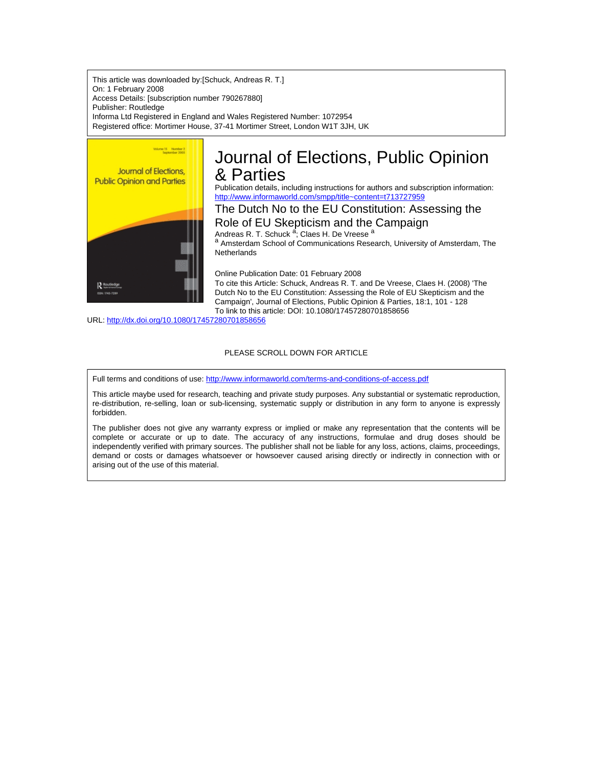This article was downloaded by:[Schuck, Andreas R. T.]
On: 1 February 2008
Access Details: [subscription number 790267880]
Publisher: Routledge
Informa Ltd Registered in England and Wales Registered Number: 1072954
Registered office: Mortimer House, 37-41 Mortimer Street, London W1T 3JH, UK

# Journal of Elections, Public Opinion & Parties

Publication details, including instructions for authors and subscription information:
http://www.informaworld.com/smpp/title~content=t713727959

## The Dutch No to the EU Constitution: Assessing the Role of EU Skepticism and the Campaign

Andreas R. T. Schuck [a]; Claes H. De Vreese [a]

[a] Amsterdam School of Communications Research, University of Amsterdam, The Netherlands

Online Publication Date: 01 February 2008

To cite this Article: Schuck, Andreas R. T. and De Vreese, Claes H. (2008) 'The Dutch No to the EU Constitution: Assessing the Role of EU Skepticism and the Campaign', Journal of Elections, Public Opinion & Parties, 18:1, 101 - 128

To link to this article: DOI: 10.1080/17457280701858656

URL: http://dx.doi.org/10.1080/17457280701858656

PLEASE SCROLL DOWN FOR ARTICLE

Full terms and conditions of use: http://www.informaworld.com/terms-and-conditions-of-access.pdf

This article maybe used for research, teaching and private study purposes. Any substantial or systematic reproduction, re-distribution, re-selling, loan or sub-licensing, systematic supply or distribution in any form to anyone is expressly forbidden.

The publisher does not give any warranty express or implied or make any representation that the contents will be complete or accurate or up to date. The accuracy of any instructions, formulae and drug doses should be independently verified with primary sources. The publisher shall not be liable for any loss, actions, claims, proceedings, demand or costs or damages whatsoever or howsoever caused arising directly or indirectly in connection with or arising out of the use of this material.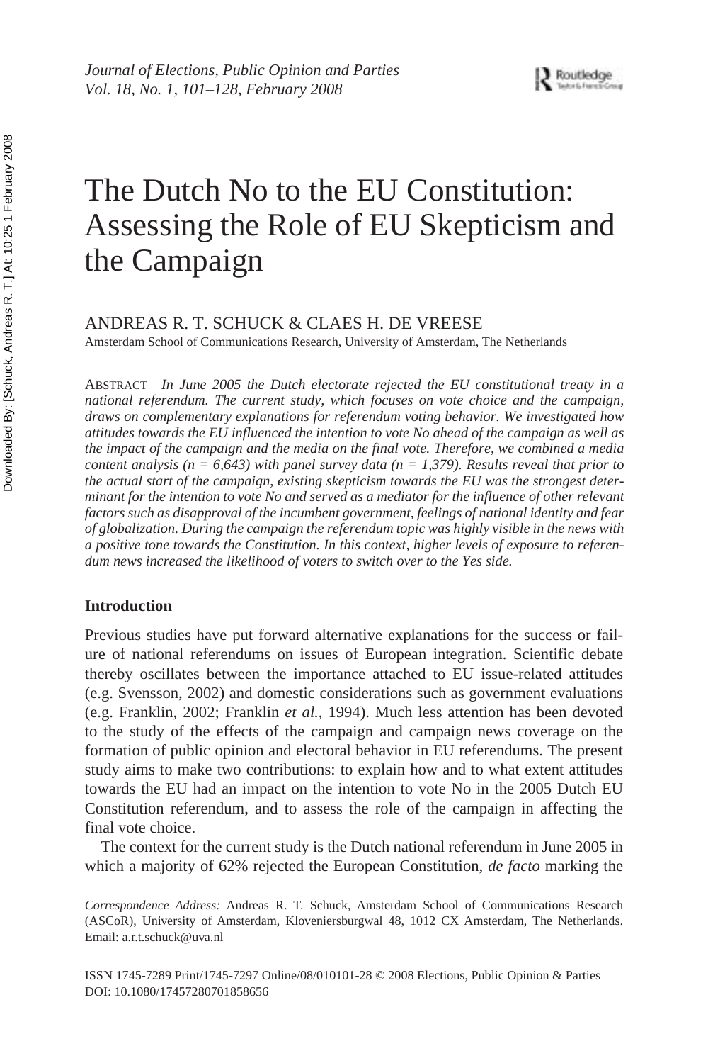# The Dutch No to the EU Constitution: Assessing the Role of EU Skepticism and the Campaign

ANDREAS R. T. SCHUCK & CLAES H. DE VREESE

Amsterdam School of Communications Research, University of Amsterdam, The Netherlands

ABSTRACT *In June 2005 the Dutch electorate rejected the EU constitutional treaty in a national referendum. The current study, which focuses on vote choice and the campaign, draws on complementary explanations for referendum voting behavior. We investigated how attitudes towards the EU influenced the intention to vote No ahead of the campaign as well as the impact of the campaign and the media on the final vote. Therefore, we combined a media content analysis (n = 6,643) with panel survey data (n = 1,379). Results reveal that prior to the actual start of the campaign, existing skepticism towards the EU was the strongest determinant for the intention to vote No and served as a mediator for the influence of other relevant factors such as disapproval of the incumbent government, feelings of national identity and fear of globalization. During the campaign the referendum topic was highly visible in the news with a positive tone towards the Constitution. In this context, higher levels of exposure to referendum news increased the likelihood of voters to switch over to the Yes side.*

## Introduction

Previous studies have put forward alternative explanations for the success or failure of national referendums on issues of European integration. Scientific debate thereby oscillates between the importance attached to EU issue-related attitudes (e.g. Svensson, 2002) and domestic considerations such as government evaluations (e.g. Franklin, 2002; Franklin *et al.*, 1994). Much less attention has been devoted to the study of the effects of the campaign and campaign news coverage on the formation of public opinion and electoral behavior in EU referendums. The present study aims to make two contributions: to explain how and to what extent attitudes towards the EU had an impact on the intention to vote No in the 2005 Dutch EU Constitution referendum, and to assess the role of the campaign in affecting the final vote choice.

The context for the current study is the Dutch national referendum in June 2005 in which a majority of 62% rejected the European Constitution, *de facto* marking the

*Correspondence Address:* Andreas R. T. Schuck, Amsterdam School of Communications Research (ASCoR), University of Amsterdam, Kloveniersburgwal 48, 1012 CX Amsterdam, The Netherlands. Email: a.r.t.schuck@uva.nl

ISSN 1745-7289 Print/1745-7297 Online/08/010101-28 © 2008 Elections, Public Opinion & Parties
DOI: 10.1080/17457280701858656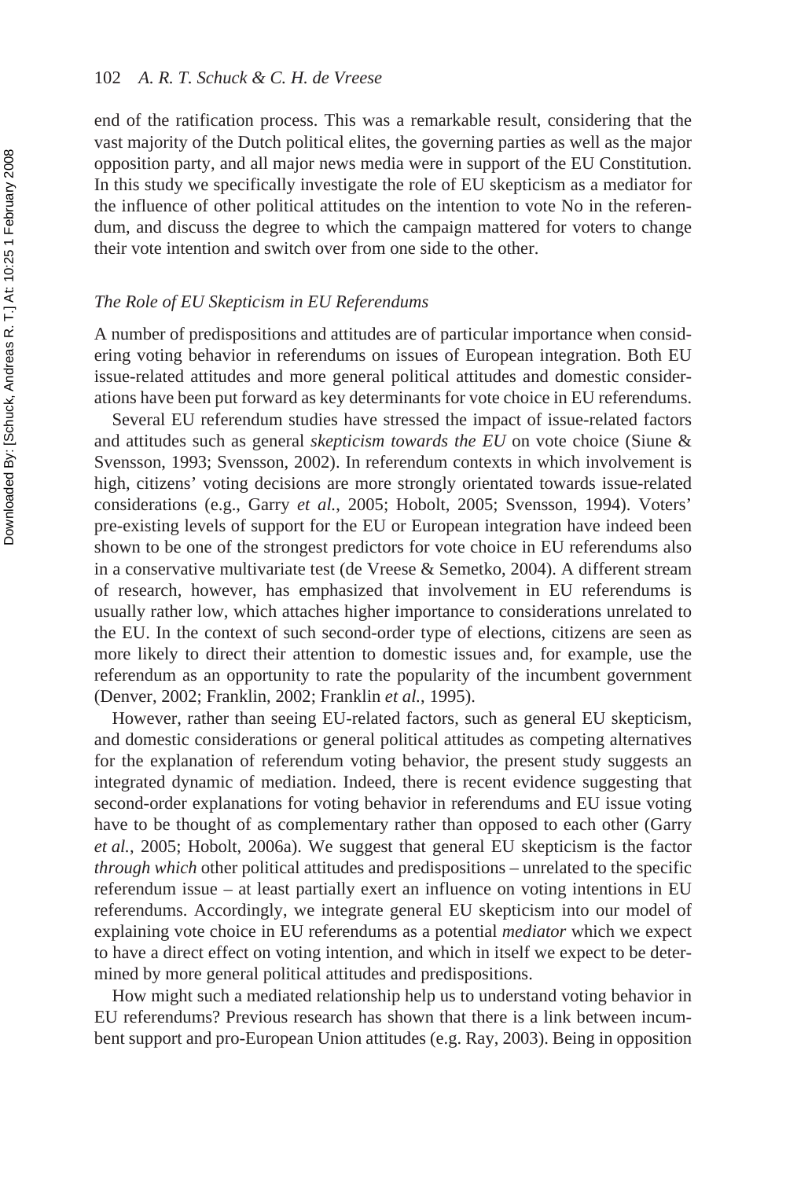end of the ratification process. This was a remarkable result, considering that the vast majority of the Dutch political elites, the governing parties as well as the major opposition party, and all major news media were in support of the EU Constitution. In this study we specifically investigate the role of EU skepticism as a mediator for the influence of other political attitudes on the intention to vote No in the referendum, and discuss the degree to which the campaign mattered for voters to change their vote intention and switch over from one side to the other.

### *The Role of EU Skepticism in EU Referendums*

A number of predispositions and attitudes are of particular importance when considering voting behavior in referendums on issues of European integration. Both EU issue-related attitudes and more general political attitudes and domestic considerations have been put forward as key determinants for vote choice in EU referendums.

Several EU referendum studies have stressed the impact of issue-related factors and attitudes such as general *skepticism towards the EU* on vote choice (Siune & Svensson, 1993; Svensson, 2002). In referendum contexts in which involvement is high, citizens' voting decisions are more strongly orientated towards issue-related considerations (e.g., Garry *et al.*, 2005; Hobolt, 2005; Svensson, 1994). Voters' pre-existing levels of support for the EU or European integration have indeed been shown to be one of the strongest predictors for vote choice in EU referendums also in a conservative multivariate test (de Vreese & Semetko, 2004). A different stream of research, however, has emphasized that involvement in EU referendums is usually rather low, which attaches higher importance to considerations unrelated to the EU. In the context of such second-order type of elections, citizens are seen as more likely to direct their attention to domestic issues and, for example, use the referendum as an opportunity to rate the popularity of the incumbent government (Denver, 2002; Franklin, 2002; Franklin *et al.*, 1995).

However, rather than seeing EU-related factors, such as general EU skepticism, and domestic considerations or general political attitudes as competing alternatives for the explanation of referendum voting behavior, the present study suggests an integrated dynamic of mediation. Indeed, there is recent evidence suggesting that second-order explanations for voting behavior in referendums and EU issue voting have to be thought of as complementary rather than opposed to each other (Garry *et al.*, 2005; Hobolt, 2006a). We suggest that general EU skepticism is the factor *through which* other political attitudes and predispositions – unrelated to the specific referendum issue – at least partially exert an influence on voting intentions in EU referendums. Accordingly, we integrate general EU skepticism into our model of explaining vote choice in EU referendums as a potential *mediator* which we expect to have a direct effect on voting intention, and which in itself we expect to be determined by more general political attitudes and predispositions.

How might such a mediated relationship help us to understand voting behavior in EU referendums? Previous research has shown that there is a link between incumbent support and pro-European Union attitudes (e.g. Ray, 2003). Being in opposition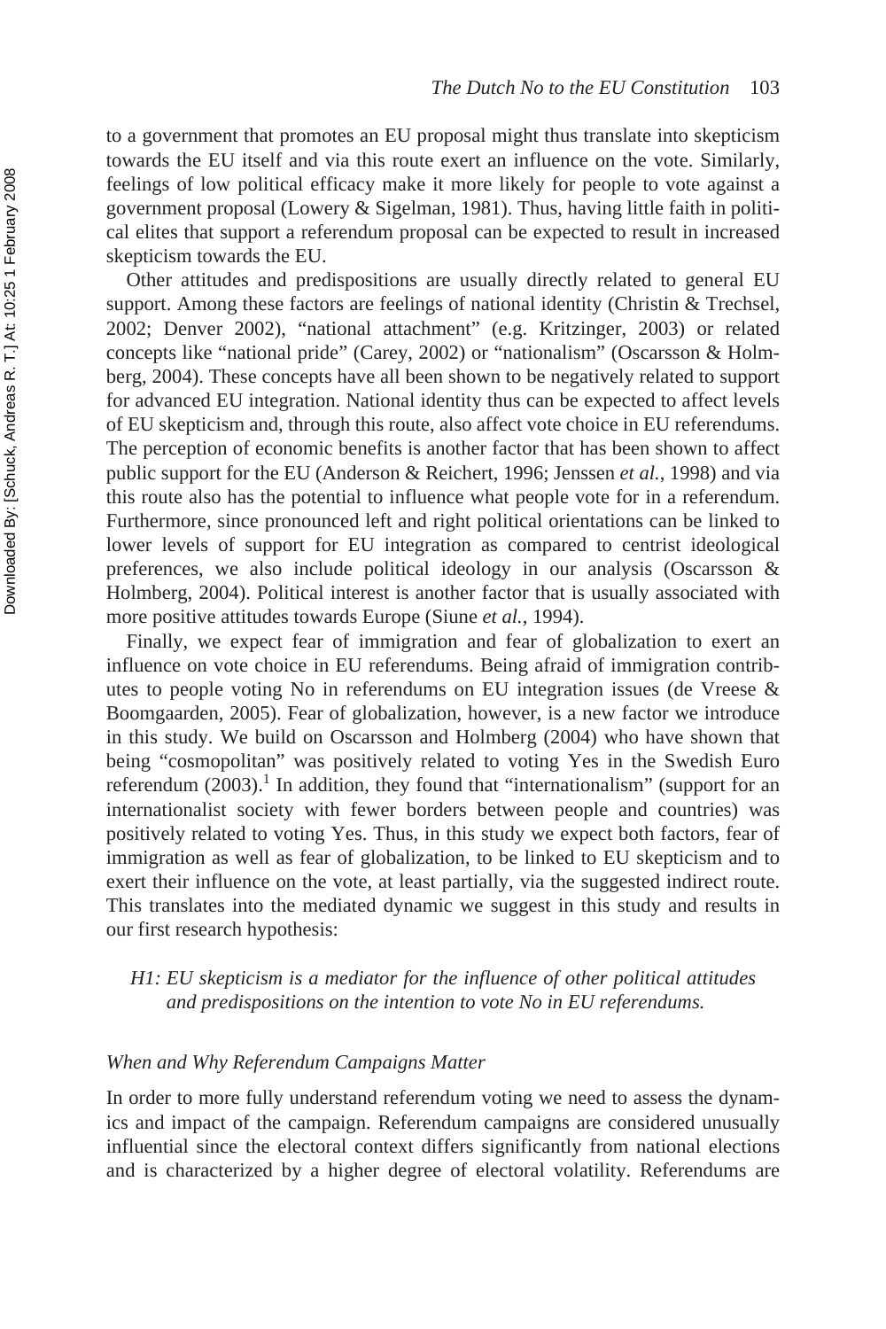to a government that promotes an EU proposal might thus translate into skepticism towards the EU itself and via this route exert an influence on the vote. Similarly, feelings of low political efficacy make it more likely for people to vote against a government proposal (Lowery & Sigelman, 1981). Thus, having little faith in political elites that support a referendum proposal can be expected to result in increased skepticism towards the EU.

Other attitudes and predispositions are usually directly related to general EU support. Among these factors are feelings of national identity (Christin & Trechsel, 2002; Denver 2002), "national attachment" (e.g. Kritzinger, 2003) or related concepts like "national pride" (Carey, 2002) or "nationalism" (Oscarsson & Holmberg, 2004). These concepts have all been shown to be negatively related to support for advanced EU integration. National identity thus can be expected to affect levels of EU skepticism and, through this route, also affect vote choice in EU referendums. The perception of economic benefits is another factor that has been shown to affect public support for the EU (Anderson & Reichert, 1996; Jenssen *et al.*, 1998) and via this route also has the potential to influence what people vote for in a referendum. Furthermore, since pronounced left and right political orientations can be linked to lower levels of support for EU integration as compared to centrist ideological preferences, we also include political ideology in our analysis (Oscarsson & Holmberg, 2004). Political interest is another factor that is usually associated with more positive attitudes towards Europe (Siune *et al.*, 1994).

Finally, we expect fear of immigration and fear of globalization to exert an influence on vote choice in EU referendums. Being afraid of immigration contributes to people voting No in referendums on EU integration issues (de Vreese & Boomgaarden, 2005). Fear of globalization, however, is a new factor we introduce in this study. We build on Oscarsson and Holmberg (2004) who have shown that being "cosmopolitan" was positively related to voting Yes in the Swedish Euro referendum (2003).[1] In addition, they found that "internationalism" (support for an internationalist society with fewer borders between people and countries) was positively related to voting Yes. Thus, in this study we expect both factors, fear of immigration as well as fear of globalization, to be linked to EU skepticism and to exert their influence on the vote, at least partially, via the suggested indirect route. This translates into the mediated dynamic we suggest in this study and results in our first research hypothesis:

> *H1: EU skepticism is a mediator for the influence of other political attitudes and predispositions on the intention to vote No in EU referendums.*

### *When and Why Referendum Campaigns Matter*

In order to more fully understand referendum voting we need to assess the dynamics and impact of the campaign. Referendum campaigns are considered unusually influential since the electoral context differs significantly from national elections and is characterized by a higher degree of electoral volatility. Referendums are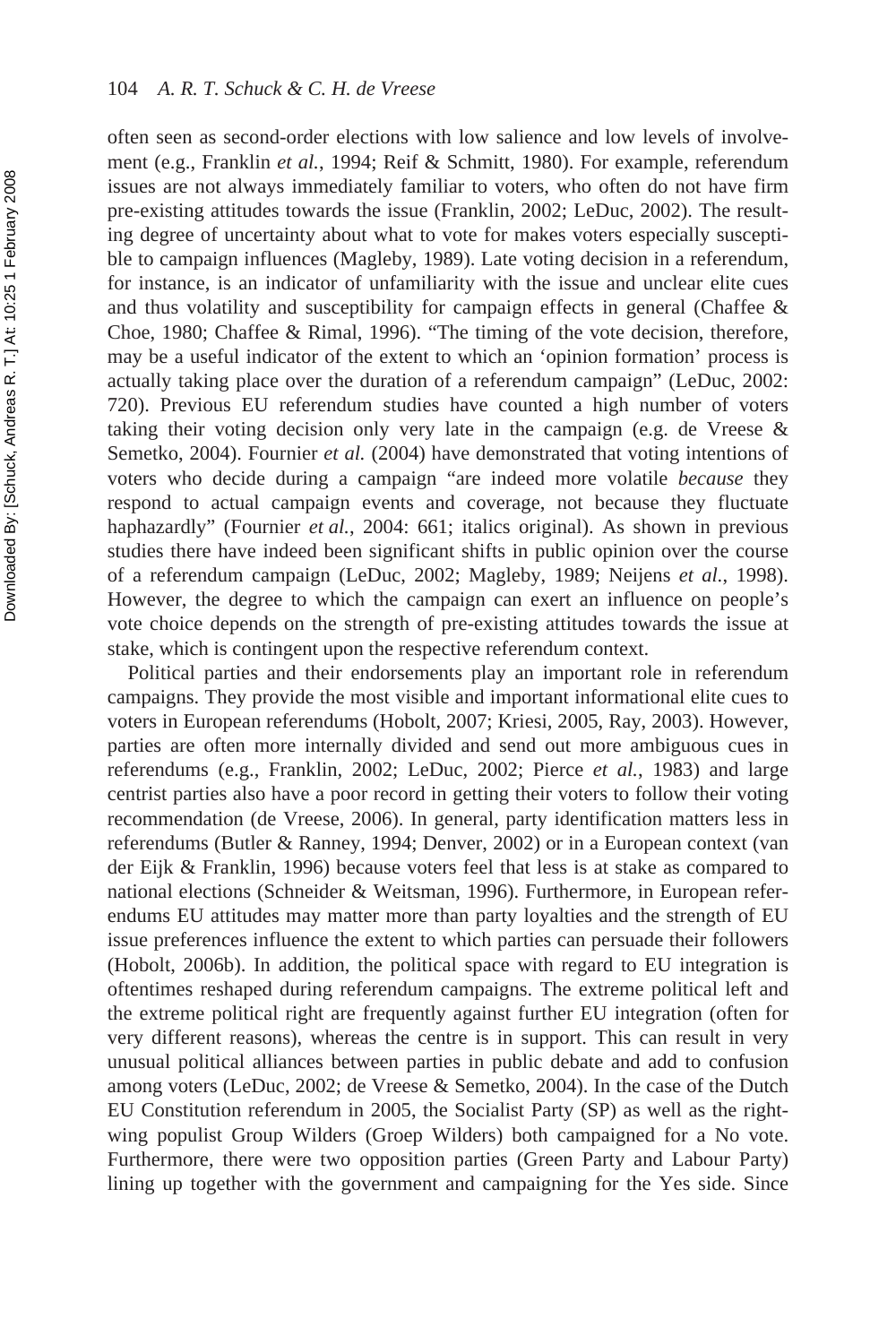often seen as second-order elections with low salience and low levels of involvement (e.g., Franklin *et al.*, 1994; Reif & Schmitt, 1980). For example, referendum issues are not always immediately familiar to voters, who often do not have firm pre-existing attitudes towards the issue (Franklin, 2002; LeDuc, 2002). The resulting degree of uncertainty about what to vote for makes voters especially susceptible to campaign influences (Magleby, 1989). Late voting decision in a referendum, for instance, is an indicator of unfamiliarity with the issue and unclear elite cues and thus volatility and susceptibility for campaign effects in general (Chaffee & Choe, 1980; Chaffee & Rimal, 1996). "The timing of the vote decision, therefore, may be a useful indicator of the extent to which an 'opinion formation' process is actually taking place over the duration of a referendum campaign" (LeDuc, 2002: 720). Previous EU referendum studies have counted a high number of voters taking their voting decision only very late in the campaign (e.g. de Vreese & Semetko, 2004). Fournier *et al.* (2004) have demonstrated that voting intentions of voters who decide during a campaign "are indeed more volatile *because* they respond to actual campaign events and coverage, not because they fluctuate haphazardly" (Fournier *et al.*, 2004: 661; italics original). As shown in previous studies there have indeed been significant shifts in public opinion over the course of a referendum campaign (LeDuc, 2002; Magleby, 1989; Neijens *et al.*, 1998). However, the degree to which the campaign can exert an influence on people's vote choice depends on the strength of pre-existing attitudes towards the issue at stake, which is contingent upon the respective referendum context.

Political parties and their endorsements play an important role in referendum campaigns. They provide the most visible and important informational elite cues to voters in European referendums (Hobolt, 2007; Kriesi, 2005, Ray, 2003). However, parties are often more internally divided and send out more ambiguous cues in referendums (e.g., Franklin, 2002; LeDuc, 2002; Pierce *et al.*, 1983) and large centrist parties also have a poor record in getting their voters to follow their voting recommendation (de Vreese, 2006). In general, party identification matters less in referendums (Butler & Ranney, 1994; Denver, 2002) or in a European context (van der Eijk & Franklin, 1996) because voters feel that less is at stake as compared to national elections (Schneider & Weitsman, 1996). Furthermore, in European referendums EU attitudes may matter more than party loyalties and the strength of EU issue preferences influence the extent to which parties can persuade their followers (Hobolt, 2006b). In addition, the political space with regard to EU integration is oftentimes reshaped during referendum campaigns. The extreme political left and the extreme political right are frequently against further EU integration (often for very different reasons), whereas the centre is in support. This can result in very unusual political alliances between parties in public debate and add to confusion among voters (LeDuc, 2002; de Vreese & Semetko, 2004). In the case of the Dutch EU Constitution referendum in 2005, the Socialist Party (SP) as well as the right-wing populist Group Wilders (Groep Wilders) both campaigned for a No vote. Furthermore, there were two opposition parties (Green Party and Labour Party) lining up together with the government and campaigning for the Yes side. Since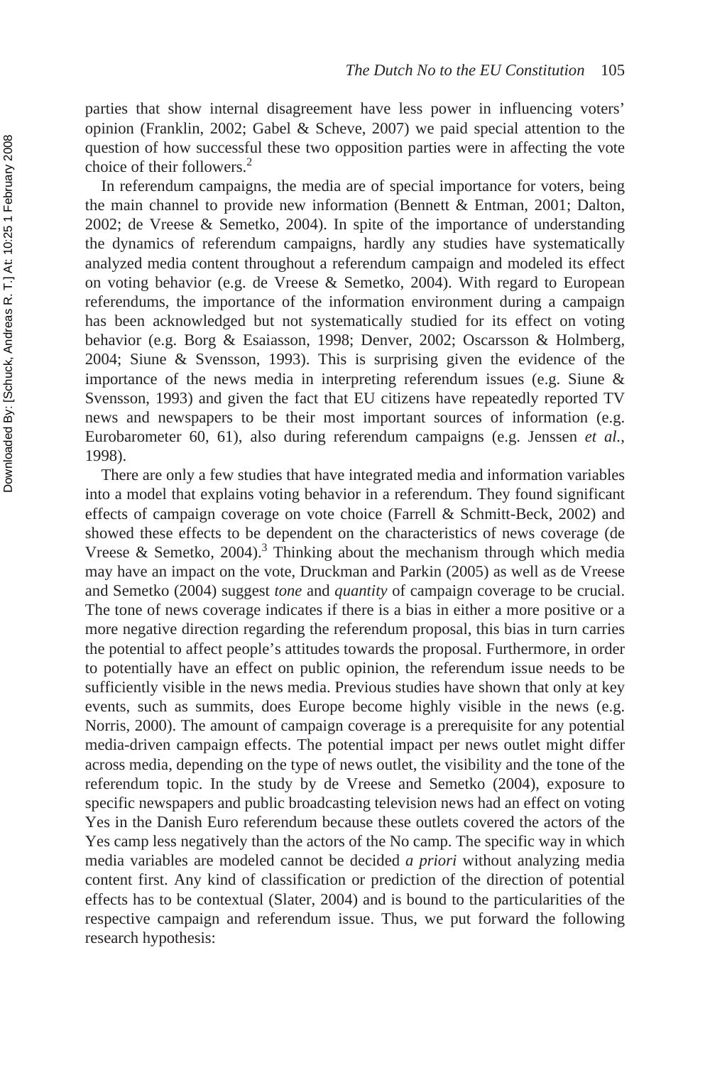parties that show internal disagreement have less power in influencing voters' opinion (Franklin, 2002; Gabel & Scheve, 2007) we paid special attention to the question of how successful these two opposition parties were in affecting the vote choice of their followers.[2]

In referendum campaigns, the media are of special importance for voters, being the main channel to provide new information (Bennett & Entman, 2001; Dalton, 2002; de Vreese & Semetko, 2004). In spite of the importance of understanding the dynamics of referendum campaigns, hardly any studies have systematically analyzed media content throughout a referendum campaign and modeled its effect on voting behavior (e.g. de Vreese & Semetko, 2004). With regard to European referendums, the importance of the information environment during a campaign has been acknowledged but not systematically studied for its effect on voting behavior (e.g. Borg & Esaiasson, 1998; Denver, 2002; Oscarsson & Holmberg, 2004; Siune & Svensson, 1993). This is surprising given the evidence of the importance of the news media in interpreting referendum issues (e.g. Siune & Svensson, 1993) and given the fact that EU citizens have repeatedly reported TV news and newspapers to be their most important sources of information (e.g. Eurobarometer 60, 61), also during referendum campaigns (e.g. Jenssen *et al.*, 1998).

There are only a few studies that have integrated media and information variables into a model that explains voting behavior in a referendum. They found significant effects of campaign coverage on vote choice (Farrell & Schmitt-Beck, 2002) and showed these effects to be dependent on the characteristics of news coverage (de Vreese & Semetko, 2004).[3] Thinking about the mechanism through which media may have an impact on the vote, Druckman and Parkin (2005) as well as de Vreese and Semetko (2004) suggest *tone* and *quantity* of campaign coverage to be crucial. The tone of news coverage indicates if there is a bias in either a more positive or a more negative direction regarding the referendum proposal, this bias in turn carries the potential to affect people's attitudes towards the proposal. Furthermore, in order to potentially have an effect on public opinion, the referendum issue needs to be sufficiently visible in the news media. Previous studies have shown that only at key events, such as summits, does Europe become highly visible in the news (e.g. Norris, 2000). The amount of campaign coverage is a prerequisite for any potential media-driven campaign effects. The potential impact per news outlet might differ across media, depending on the type of news outlet, the visibility and the tone of the referendum topic. In the study by de Vreese and Semetko (2004), exposure to specific newspapers and public broadcasting television news had an effect on voting Yes in the Danish Euro referendum because these outlets covered the actors of the Yes camp less negatively than the actors of the No camp. The specific way in which media variables are modeled cannot be decided *a priori* without analyzing media content first. Any kind of classification or prediction of the direction of potential effects has to be contextual (Slater, 2004) and is bound to the particularities of the respective campaign and referendum issue. Thus, we put forward the following research hypothesis: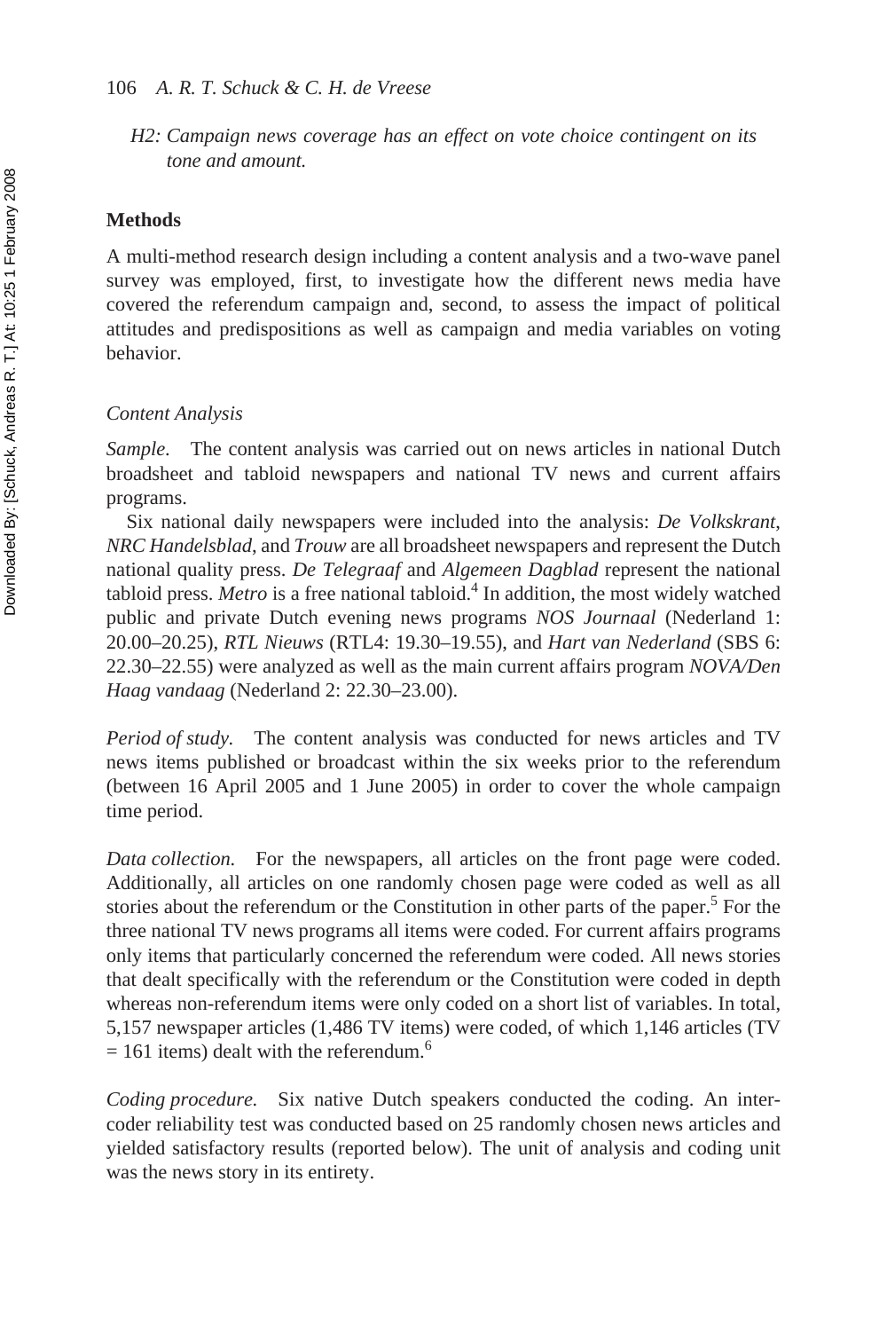*H2: Campaign news coverage has an effect on vote choice contingent on its tone and amount.*

## Methods

A multi-method research design including a content analysis and a two-wave panel survey was employed, first, to investigate how the different news media have covered the referendum campaign and, second, to assess the impact of political attitudes and predispositions as well as campaign and media variables on voting behavior.

### *Content Analysis*

*Sample.* The content analysis was carried out on news articles in national Dutch broadsheet and tabloid newspapers and national TV news and current affairs programs.

Six national daily newspapers were included into the analysis: *De Volkskrant*, *NRC Handelsblad*, and *Trouw* are all broadsheet newspapers and represent the Dutch national quality press. *De Telegraaf* and *Algemeen Dagblad* represent the national tabloid press. *Metro* is a free national tabloid.[4] In addition, the most widely watched public and private Dutch evening news programs *NOS Journaal* (Nederland 1: 20.00–20.25), *RTL Nieuws* (RTL4: 19.30–19.55), and *Hart van Nederland* (SBS 6: 22.30–22.55) were analyzed as well as the main current affairs program *NOVA/Den Haag vandaag* (Nederland 2: 22.30–23.00).

*Period of study.* The content analysis was conducted for news articles and TV news items published or broadcast within the six weeks prior to the referendum (between 16 April 2005 and 1 June 2005) in order to cover the whole campaign time period.

*Data collection.* For the newspapers, all articles on the front page were coded. Additionally, all articles on one randomly chosen page were coded as well as all stories about the referendum or the Constitution in other parts of the paper.[5] For the three national TV news programs all items were coded. For current affairs programs only items that particularly concerned the referendum were coded. All news stories that dealt specifically with the referendum or the Constitution were coded in depth whereas non-referendum items were only coded on a short list of variables. In total, 5,157 newspaper articles (1,486 TV items) were coded, of which 1,146 articles (TV = 161 items) dealt with the referendum.[6]

*Coding procedure.* Six native Dutch speakers conducted the coding. An inter-coder reliability test was conducted based on 25 randomly chosen news articles and yielded satisfactory results (reported below). The unit of analysis and coding unit was the news story in its entirety.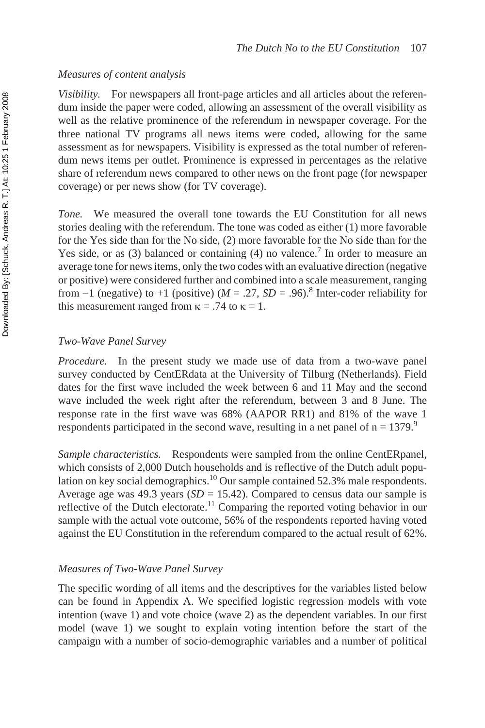### *Measures of content analysis*

*Visibility.* For newspapers all front-page articles and all articles about the referendum inside the paper were coded, allowing an assessment of the overall visibility as well as the relative prominence of the referendum in newspaper coverage. For the three national TV programs all news items were coded, allowing for the same assessment as for newspapers. Visibility is expressed as the total number of referendum news items per outlet. Prominence is expressed in percentages as the relative share of referendum news compared to other news on the front page (for newspaper coverage) or per news show (for TV coverage).

*Tone.* We measured the overall tone towards the EU Constitution for all news stories dealing with the referendum. The tone was coded as either (1) more favorable for the Yes side than for the No side, (2) more favorable for the No side than for the Yes side, or as (3) balanced or containing (4) no valence.[7] In order to measure an average tone for news items, only the two codes with an evaluative direction (negative or positive) were considered further and combined into a scale measurement, ranging from −1 (negative) to +1 (positive) ($M = .27$, $SD = .96$).[8] Inter-coder reliability for this measurement ranged from $\kappa = .74$ to $\kappa = 1$.

### *Two-Wave Panel Survey*

*Procedure.* In the present study we made use of data from a two-wave panel survey conducted by CentERdata at the University of Tilburg (Netherlands). Field dates for the first wave included the week between 6 and 11 May and the second wave included the week right after the referendum, between 3 and 8 June. The response rate in the first wave was 68% (AAPOR RR1) and 81% of the wave 1 respondents participated in the second wave, resulting in a net panel of $n = 1379$.[9]

*Sample characteristics.* Respondents were sampled from the online CentERpanel, which consists of 2,000 Dutch households and is reflective of the Dutch adult population on key social demographics.[10] Our sample contained 52.3% male respondents. Average age was 49.3 years ($SD = 15.42$). Compared to census data our sample is reflective of the Dutch electorate.[11] Comparing the reported voting behavior in our sample with the actual vote outcome, 56% of the respondents reported having voted against the EU Constitution in the referendum compared to the actual result of 62%.

### *Measures of Two-Wave Panel Survey*

The specific wording of all items and the descriptives for the variables listed below can be found in Appendix A. We specified logistic regression models with vote intention (wave 1) and vote choice (wave 2) as the dependent variables. In our first model (wave 1) we sought to explain voting intention before the start of the campaign with a number of socio-demographic variables and a number of political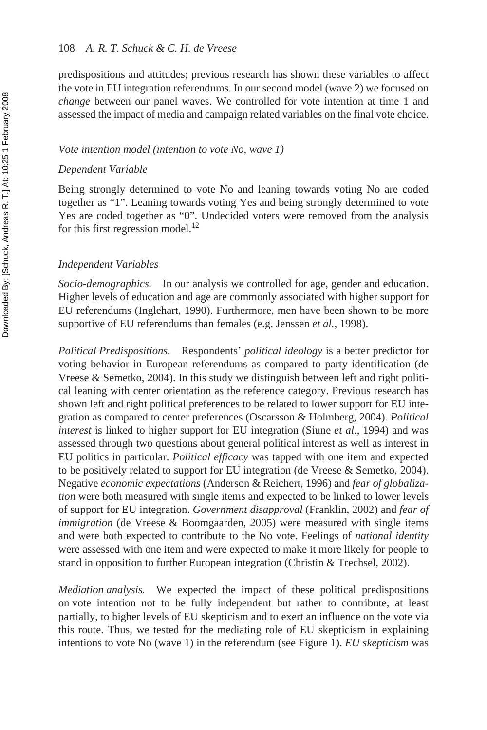predispositions and attitudes; previous research has shown these variables to affect the vote in EU integration referendums. In our second model (wave 2) we focused on *change* between our panel waves. We controlled for vote intention at time 1 and assessed the impact of media and campaign related variables on the final vote choice.

*Vote intention model (intention to vote No, wave 1)*

*Dependent Variable*

Being strongly determined to vote No and leaning towards voting No are coded together as "1". Leaning towards voting Yes and being strongly determined to vote Yes are coded together as "0". Undecided voters were removed from the analysis for this first regression model.[12]

*Independent Variables*

*Socio-demographics.* In our analysis we controlled for age, gender and education. Higher levels of education and age are commonly associated with higher support for EU referendums (Inglehart, 1990). Furthermore, men have been shown to be more supportive of EU referendums than females (e.g. Jenssen *et al.*, 1998).

*Political Predispositions.* Respondents' *political ideology* is a better predictor for voting behavior in European referendums as compared to party identification (de Vreese & Semetko, 2004). In this study we distinguish between left and right political leaning with center orientation as the reference category. Previous research has shown left and right political preferences to be related to lower support for EU integration as compared to center preferences (Oscarsson & Holmberg, 2004). *Political interest* is linked to higher support for EU integration (Siune *et al.*, 1994) and was assessed through two questions about general political interest as well as interest in EU politics in particular. *Political efficacy* was tapped with one item and expected to be positively related to support for EU integration (de Vreese & Semetko, 2004). Negative *economic expectations* (Anderson & Reichert, 1996) and *fear of globalization* were both measured with single items and expected to be linked to lower levels of support for EU integration. *Government disapproval* (Franklin, 2002) and *fear of immigration* (de Vreese & Boomgaarden, 2005) were measured with single items and were both expected to contribute to the No vote. Feelings of *national identity* were assessed with one item and were expected to make it more likely for people to stand in opposition to further European integration (Christin & Trechsel, 2002).

*Mediation analysis.* We expected the impact of these political predispositions on vote intention not to be fully independent but rather to contribute, at least partially, to higher levels of EU skepticism and to exert an influence on the vote via this route. Thus, we tested for the mediating role of EU skepticism in explaining intentions to vote No (wave 1) in the referendum (see Figure 1). *EU skepticism* was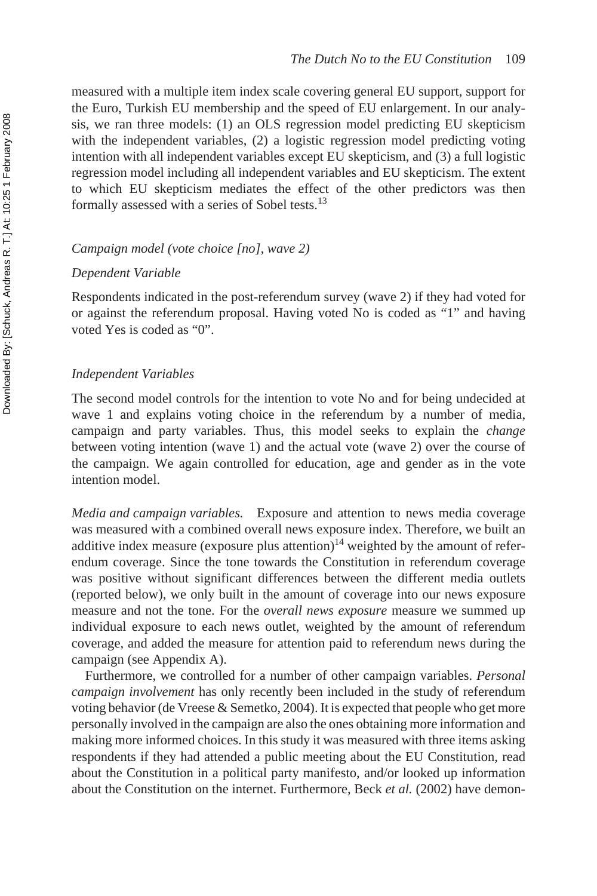measured with a multiple item index scale covering general EU support, support for the Euro, Turkish EU membership and the speed of EU enlargement. In our analysis, we ran three models: (1) an OLS regression model predicting EU skepticism with the independent variables, (2) a logistic regression model predicting voting intention with all independent variables except EU skepticism, and (3) a full logistic regression model including all independent variables and EU skepticism. The extent to which EU skepticism mediates the effect of the other predictors was then formally assessed with a series of Sobel tests.[13]

*Campaign model (vote choice [no], wave 2)*

*Dependent Variable*

Respondents indicated in the post-referendum survey (wave 2) if they had voted for or against the referendum proposal. Having voted No is coded as "1" and having voted Yes is coded as "0".

*Independent Variables*

The second model controls for the intention to vote No and for being undecided at wave 1 and explains voting choice in the referendum by a number of media, campaign and party variables. Thus, this model seeks to explain the *change* between voting intention (wave 1) and the actual vote (wave 2) over the course of the campaign. We again controlled for education, age and gender as in the vote intention model.

*Media and campaign variables.* Exposure and attention to news media coverage was measured with a combined overall news exposure index. Therefore, we built an additive index measure (exposure plus attention)[14] weighted by the amount of referendum coverage. Since the tone towards the Constitution in referendum coverage was positive without significant differences between the different media outlets (reported below), we only built in the amount of coverage into our news exposure measure and not the tone. For the *overall news exposure* measure we summed up individual exposure to each news outlet, weighted by the amount of referendum coverage, and added the measure for attention paid to referendum news during the campaign (see Appendix A).

Furthermore, we controlled for a number of other campaign variables. *Personal campaign involvement* has only recently been included in the study of referendum voting behavior (de Vreese & Semetko, 2004). It is expected that people who get more personally involved in the campaign are also the ones obtaining more information and making more informed choices. In this study it was measured with three items asking respondents if they had attended a public meeting about the EU Constitution, read about the Constitution in a political party manifesto, and/or looked up information about the Constitution on the internet. Furthermore, Beck *et al.* (2002) have demon-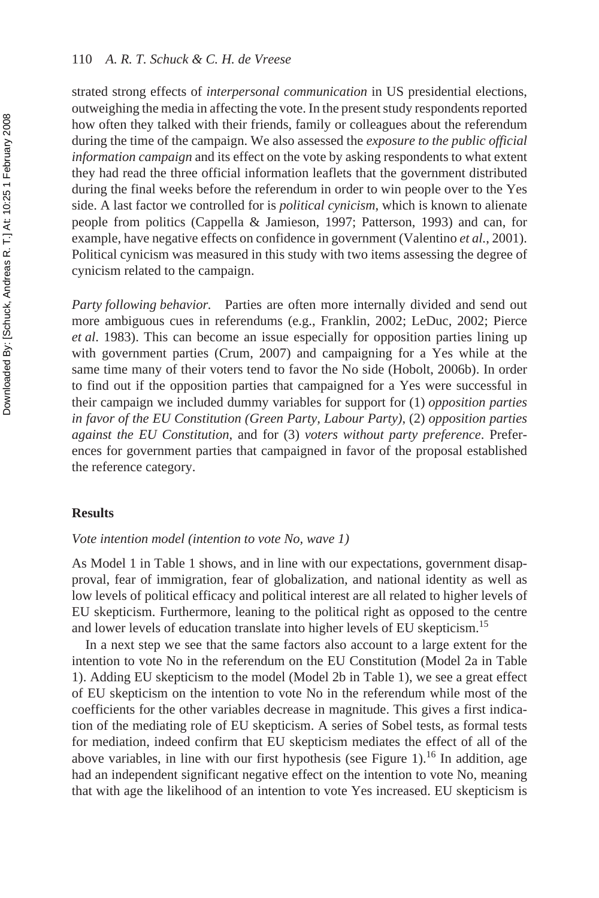strated strong effects of *interpersonal communication* in US presidential elections, outweighing the media in affecting the vote. In the present study respondents reported how often they talked with their friends, family or colleagues about the referendum during the time of the campaign. We also assessed the *exposure to the public official information campaign* and its effect on the vote by asking respondents to what extent they had read the three official information leaflets that the government distributed during the final weeks before the referendum in order to win people over to the Yes side. A last factor we controlled for is *political cynicism*, which is known to alienate people from politics (Cappella & Jamieson, 1997; Patterson, 1993) and can, for example, have negative effects on confidence in government (Valentino *et al.*, 2001). Political cynicism was measured in this study with two items assessing the degree of cynicism related to the campaign.

*Party following behavior.* Parties are often more internally divided and send out more ambiguous cues in referendums (e.g., Franklin, 2002; LeDuc, 2002; Pierce *et al*. 1983). This can become an issue especially for opposition parties lining up with government parties (Crum, 2007) and campaigning for a Yes while at the same time many of their voters tend to favor the No side (Hobolt, 2006b). In order to find out if the opposition parties that campaigned for a Yes were successful in their campaign we included dummy variables for support for (1) *opposition parties in favor of the EU Constitution (Green Party, Labour Party)*, (2) *opposition parties against the EU Constitution*, and for (3) *voters without party preference*. Preferences for government parties that campaigned in favor of the proposal established the reference category.

## Results

### *Vote intention model (intention to vote No, wave 1)*

As Model 1 in Table 1 shows, and in line with our expectations, government disapproval, fear of immigration, fear of globalization, and national identity as well as low levels of political efficacy and political interest are all related to higher levels of EU skepticism. Furthermore, leaning to the political right as opposed to the centre and lower levels of education translate into higher levels of EU skepticism.[15]

In a next step we see that the same factors also account to a large extent for the intention to vote No in the referendum on the EU Constitution (Model 2a in Table 1). Adding EU skepticism to the model (Model 2b in Table 1), we see a great effect of EU skepticism on the intention to vote No in the referendum while most of the coefficients for the other variables decrease in magnitude. This gives a first indication of the mediating role of EU skepticism. A series of Sobel tests, as formal tests for mediation, indeed confirm that EU skepticism mediates the effect of all of the above variables, in line with our first hypothesis (see Figure 1).[16] In addition, age had an independent significant negative effect on the intention to vote No, meaning that with age the likelihood of an intention to vote Yes increased. EU skepticism is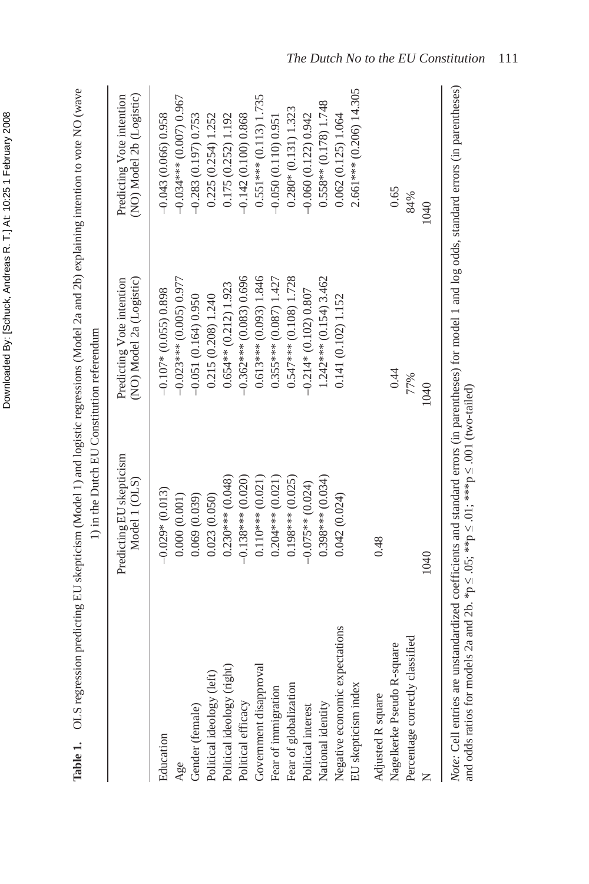**Table 1.** OLS regression predicting EU skepticism (Model 1) and logistic regressions (Model 2a and 2b) explaining intention to vote NO (wave 1) in the Dutch EU Constitution referendum

| | Predicting EU skepticism Model 1 (OLS) | Predicting Vote intention (NO) Model 2a (Logistic) | Predicting Vote intention (NO) Model 2b (Logistic) |
|---|---|---|---|
| Education | –0.029* (0.013) | –0.107* (0.055) 0.898 | –0.043 (0.066) 0.958 |
| Age | 0.000 (0.001) | –0.023*** (0.005) 0.977 | –0.034*** (0.007) 0.967 |
| Gender (female) | 0.069 (0.039) | –0.051 (0.164) 0.950 | –0.283 (0.197) 0.753 |
| Political ideology (left) | 0.023 (0.050) | 0.215 (0.208) 1.240 | 0.225 (0.254) 1.252 |
| Political ideology (right) | 0.230*** (0.048) | 0.654** (0.212) 1.923 | 0.175 (0.252) 1.192 |
| Political efficacy | –0.138*** (0.020) | –0.362*** (0.083) 0.696 | –0.142 (0.100) 0.868 |
| Government disapproval | 0.110*** (0.021) | 0.613*** (0.093) 1.846 | 0.551*** (0.113) 1.735 |
| Fear of immigration | 0.204*** (0.021) | 0.355*** (0.087) 1.427 | –0.050 (0.110) 0.951 |
| Fear of globalization | 0.198*** (0.025) | 0.547*** (0.108) 1.728 | 0.280* (0.131) 1.323 |
| Political interest | –0.075** (0.024) | –0.214* (0.102) 0.807 | –0.060 (0.122) 0.942 |
| National identity | 0.398*** (0.034) | 1.242*** (0.154) 3.462 | 0.558** (0.178) 1.748 |
| Negative economic expectations | 0.042 (0.024) | 0.141 (0.102) 1.152 | 0.062 (0.125) 1.064 |
| EU skepticism index | | | 2.661*** (0.206) 14.305 |
| Adjusted R square | 0.48 | | |
| Nagelkerke Pseudo R-square | | 0.44 | 0.65 |
| Percentage correctly classified | | 77% | 84% |
| N | 1040 | 1040 | 1040 |

*Note:* Cell entries are unstandardized coefficients and standard errors (in parentheses) for model 1 and log odds, standard errors (in parentheses) and odds ratios for models 2a and 2b. *p ≤ .05; **p ≤ .01; ***p ≤ .001 (two-tailed)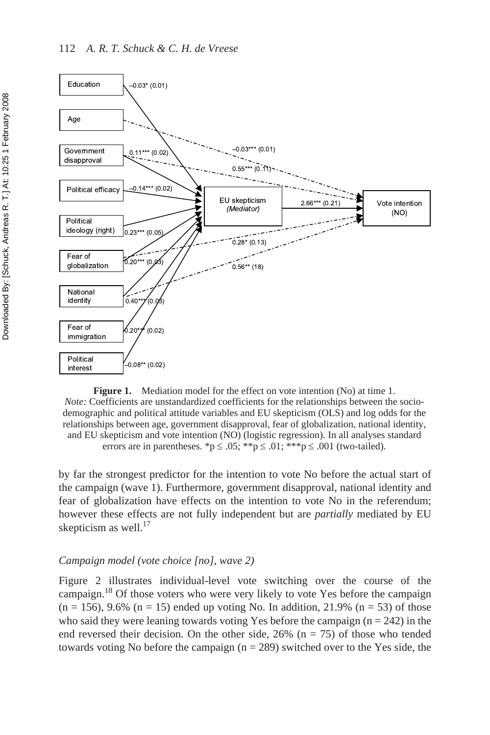**Figure 1.** Mediation model for the effect on vote intention (No) at time 1.
*Note:* Coefficients are unstandardized coefficients for the relationships between the socio-demographic and political attitude variables and EU skepticism (OLS) and log odds for the relationships between age, government disapproval, fear of globalization, national identity, and EU skepticism and vote intention (NO) (logistic regression). In all analyses standard errors are in parentheses. $*p \leq .05$; $**p \leq .01$; $***p \leq .001$ (two-tailed).

by far the strongest predictor for the intention to vote No before the actual start of the campaign (wave 1). Furthermore, government disapproval, national identity and fear of globalization have effects on the intention to vote No in the referendum; however these effects are not fully independent but are *partially* mediated by EU skepticism as well.[17]

### *Campaign model (vote choice [no], wave 2)*

Figure 2 illustrates individual-level vote switching over the course of the campaign.[18] Of those voters who were very likely to vote Yes before the campaign (n = 156), 9.6% (n = 15) ended up voting No. In addition, 21.9% (n = 53) of those who said they were leaning towards voting Yes before the campaign (n = 242) in the end reversed their decision. On the other side, 26% (n = 75) of those who tended towards voting No before the campaign (n = 289) switched over to the Yes side, the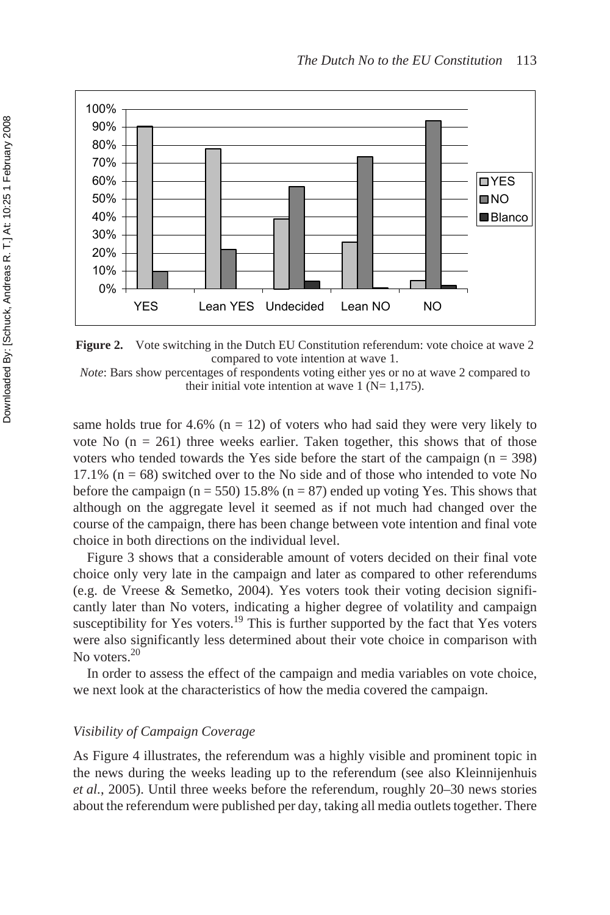**Figure 2.** Vote switching in the Dutch EU Constitution referendum: vote choice at wave 2 compared to vote intention at wave 1.

*Note*: Bars show percentages of respondents voting either yes or no at wave 2 compared to their initial vote intention at wave 1 (N= 1,175).

same holds true for 4.6% (n = 12) of voters who had said they were very likely to vote No (n = 261) three weeks earlier. Taken together, this shows that of those voters who tended towards the Yes side before the start of the campaign (n = 398) 17.1% (n = 68) switched over to the No side and of those who intended to vote No before the campaign (n = 550) 15.8% (n = 87) ended up voting Yes. This shows that although on the aggregate level it seemed as if not much had changed over the course of the campaign, there has been change between vote intention and final vote choice in both directions on the individual level.

Figure 3 shows that a considerable amount of voters decided on their final vote choice only very late in the campaign and later as compared to other referendums (e.g. de Vreese & Semetko, 2004). Yes voters took their voting decision significantly later than No voters, indicating a higher degree of volatility and campaign susceptibility for Yes voters.[19] This is further supported by the fact that Yes voters were also significantly less determined about their vote choice in comparison with No voters.[20]

In order to assess the effect of the campaign and media variables on vote choice, we next look at the characteristics of how the media covered the campaign.

### *Visibility of Campaign Coverage*

As Figure 4 illustrates, the referendum was a highly visible and prominent topic in the news during the weeks leading up to the referendum (see also Kleinnijenhuis *et al.*, 2005). Until three weeks before the referendum, roughly 20–30 news stories about the referendum were published per day, taking all media outlets together. There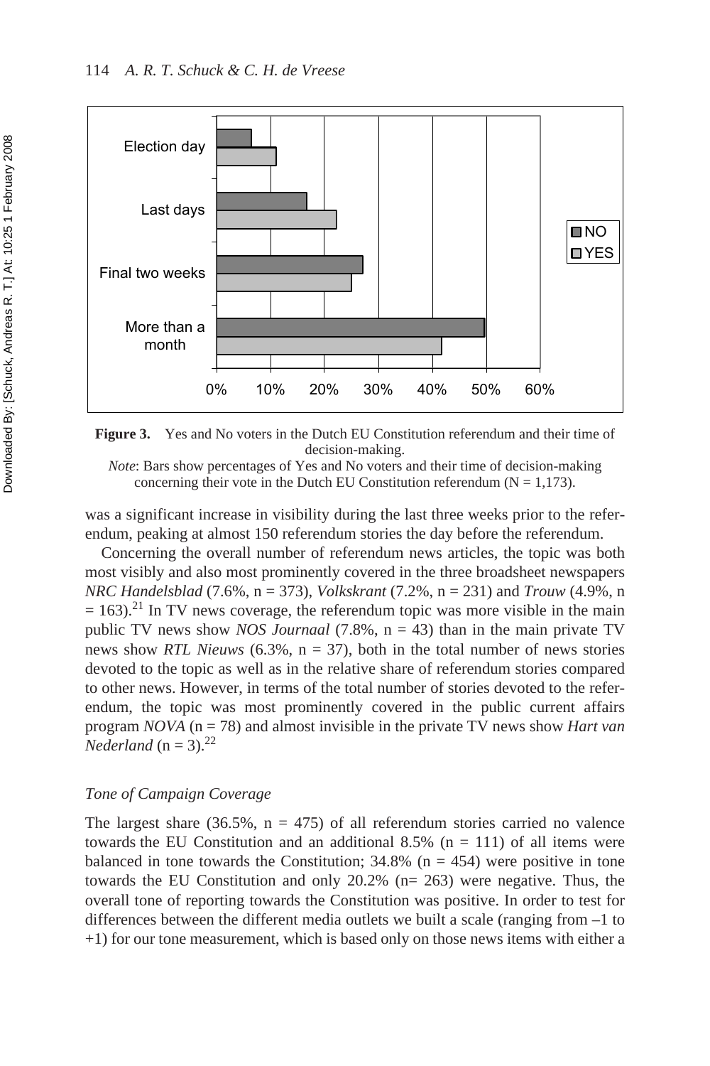**Figure 3.** Yes and No voters in the Dutch EU Constitution referendum and their time of decision-making.

*Note*: Bars show percentages of Yes and No voters and their time of decision-making concerning their vote in the Dutch EU Constitution referendum (N = 1,173).

was a significant increase in visibility during the last three weeks prior to the referendum, peaking at almost 150 referendum stories the day before the referendum.

Concerning the overall number of referendum news articles, the topic was both most visibly and also most prominently covered in the three broadsheet newspapers *NRC Handelsblad* (7.6%, n = 373), *Volkskrant* (7.2%, n = 231) and *Trouw* (4.9%, n = 163).[21] In TV news coverage, the referendum topic was more visible in the main public TV news show *NOS Journaal* (7.8%, n = 43) than in the main private TV news show *RTL Nieuws* (6.3%, n = 37), both in the total number of news stories devoted to the topic as well as in the relative share of referendum stories compared to other news. However, in terms of the total number of stories devoted to the referendum, the topic was most prominently covered in the public current affairs program *NOVA* (n = 78) and almost invisible in the private TV news show *Hart van Nederland* (n = 3).[22]

### *Tone of Campaign Coverage*

The largest share (36.5%, n = 475) of all referendum stories carried no valence towards the EU Constitution and an additional 8.5% (n = 111) of all items were balanced in tone towards the Constitution; 34.8% (n = 454) were positive in tone towards the EU Constitution and only 20.2% (n= 263) were negative. Thus, the overall tone of reporting towards the Constitution was positive. In order to test for differences between the different media outlets we built a scale (ranging from –1 to +1) for our tone measurement, which is based only on those news items with either a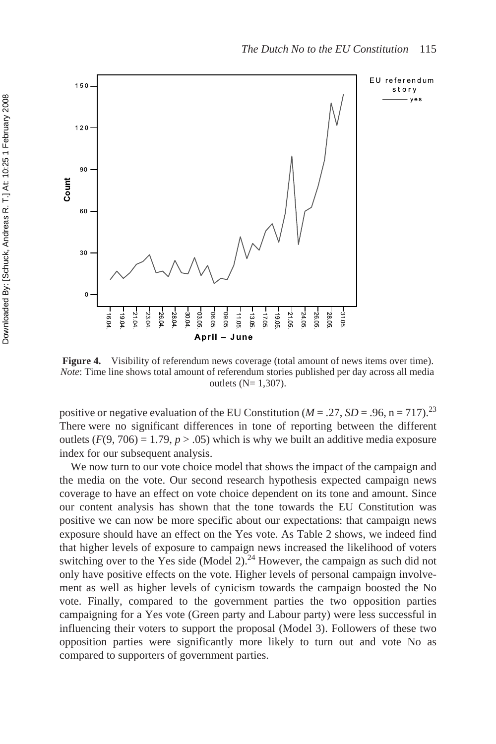**Figure 4.** Visibility of referendum news coverage (total amount of news items over time). *Note*: Time line shows total amount of referendum stories published per day across all media outlets (N= 1,307).

positive or negative evaluation of the EU Constitution ($M = .27$, $SD = .96$, $n = 717$).[23] There were no significant differences in tone of reporting between the different outlets ($F(9, 706) = 1.79$, $p > .05$) which is why we built an additive media exposure index for our subsequent analysis.

We now turn to our vote choice model that shows the impact of the campaign and the media on the vote. Our second research hypothesis expected campaign news coverage to have an effect on vote choice dependent on its tone and amount. Since our content analysis has shown that the tone towards the EU Constitution was positive we can now be more specific about our expectations: that campaign news exposure should have an effect on the Yes vote. As Table 2 shows, we indeed find that higher levels of exposure to campaign news increased the likelihood of voters switching over to the Yes side (Model 2).[24] However, the campaign as such did not only have positive effects on the vote. Higher levels of personal campaign involvement as well as higher levels of cynicism towards the campaign boosted the No vote. Finally, compared to the government parties the two opposition parties campaigning for a Yes vote (Green party and Labour party) were less successful in influencing their voters to support the proposal (Model 3). Followers of these two opposition parties were significantly more likely to turn out and vote No as compared to supporters of government parties.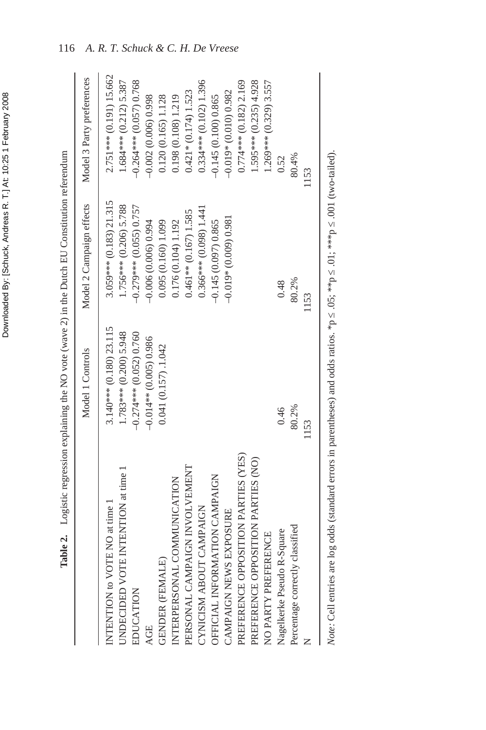**Table 2.** Logistic regression explaining the NO vote (wave 2) in the Dutch EU Constitution referendum

| | Model 1 Controls | Model 2 Campaign effects | Model 3 Party preferences |
|---|---|---|---|
| INTENTION to VOTE NO at time 1 | 3.140*** (0.180) 23.115 | 3.059*** (0.183) 21.315 | 2.751*** (0.191) 15.662 |
| UNDECIDED VOTE INTENTION at time 1 | 1.783*** (0.200) 5.948 | 1.756*** (0.206) 5.788 | 1.684*** (0.212) 5.387 |
| EDUCATION | −0.274*** (0.052) 0.760 | −0.279*** (0.055) 0.757 | −0.264*** (0.057) 0.768 |
| AGE | −0.014** (0.005) 0.986 | −0.006 (0.006) 0.994 | −0.002 (0.006) 0.998 |
| GENDER (FEMALE) | 0.041 (0.157) 1.042 | 0.095 (0.160) 1.099 | 0.120 (0.165) 1.128 |
| INTERPERSONAL COMMUNICATION | | 0.176 (0.104) 1.192 | 0.198 (0.108) 1.219 |
| PERSONAL CAMPAIGN INVOLVEMENT | | 0.461** (0.167) 1.585 | 0.421* (0.174) 1.523 |
| CYNICISM ABOUT CAMPAIGN | | 0.366*** (0.098) 1.441 | 0.334*** (0.102) 1.396 |
| OFFICIAL INFORMATION CAMPAIGN | | −0.145 (0.097) 0.865 | −0.145 (0.100) 0.865 |
| CAMPAIGN NEWS EXPOSURE | | −0.019* (0.009) 0.981 | −0.019* (0.010) 0.982 |
| PREFERENCE OPPOSITION PARTIES (YES) | | | 0.774*** (0.182) 2.169 |
| PREFERENCE OPPOSITION PARTIES (NO) | | | 1.595*** (0.235) 4.928 |
| NO PARTY PREFERENCE | | | 1.269*** (0.329) 3.557 |
| Nagelkerke Pseudo R-Square | 0.46 | 0.48 | 0.52 |
| Percentage correctly classified | 80.2% | 80.2% | 80.4% |
| N | 1153 | 1153 | 1153 |

*Note*: Cell entries are log odds (standard errors in parentheses) and odds ratios. *$p \leq .05$; **$p \leq .01$; ***$p \leq .001$ (two-tailed).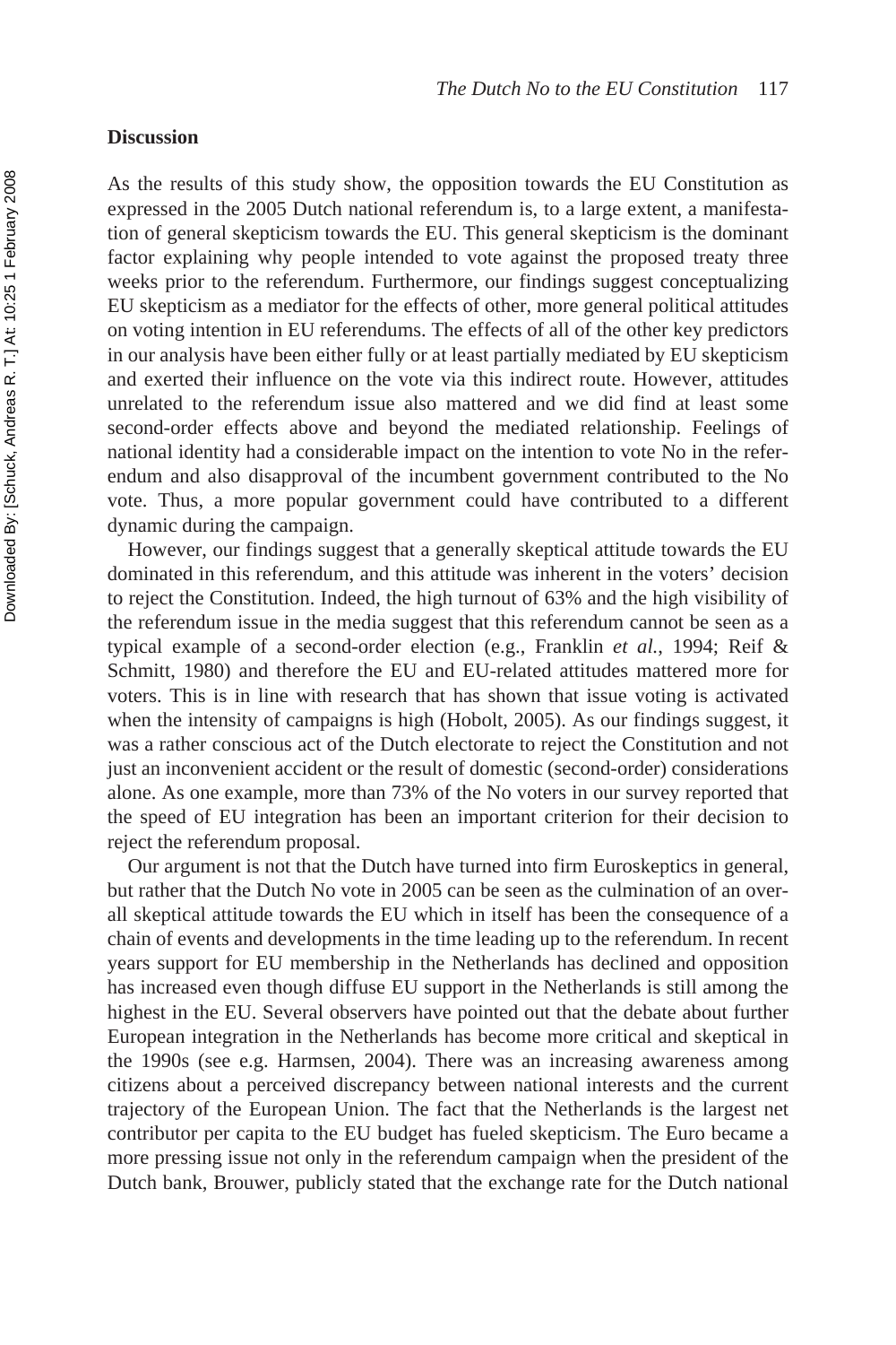## Discussion

As the results of this study show, the opposition towards the EU Constitution as expressed in the 2005 Dutch national referendum is, to a large extent, a manifestation of general skepticism towards the EU. This general skepticism is the dominant factor explaining why people intended to vote against the proposed treaty three weeks prior to the referendum. Furthermore, our findings suggest conceptualizing EU skepticism as a mediator for the effects of other, more general political attitudes on voting intention in EU referendums. The effects of all of the other key predictors in our analysis have been either fully or at least partially mediated by EU skepticism and exerted their influence on the vote via this indirect route. However, attitudes unrelated to the referendum issue also mattered and we did find at least some second-order effects above and beyond the mediated relationship. Feelings of national identity had a considerable impact on the intention to vote No in the referendum and also disapproval of the incumbent government contributed to the No vote. Thus, a more popular government could have contributed to a different dynamic during the campaign.

However, our findings suggest that a generally skeptical attitude towards the EU dominated in this referendum, and this attitude was inherent in the voters' decision to reject the Constitution. Indeed, the high turnout of 63% and the high visibility of the referendum issue in the media suggest that this referendum cannot be seen as a typical example of a second-order election (e.g., Franklin *et al.*, 1994; Reif & Schmitt, 1980) and therefore the EU and EU-related attitudes mattered more for voters. This is in line with research that has shown that issue voting is activated when the intensity of campaigns is high (Hobolt, 2005). As our findings suggest, it was a rather conscious act of the Dutch electorate to reject the Constitution and not just an inconvenient accident or the result of domestic (second-order) considerations alone. As one example, more than 73% of the No voters in our survey reported that the speed of EU integration has been an important criterion for their decision to reject the referendum proposal.

Our argument is not that the Dutch have turned into firm Euroskeptics in general, but rather that the Dutch No vote in 2005 can be seen as the culmination of an overall skeptical attitude towards the EU which in itself has been the consequence of a chain of events and developments in the time leading up to the referendum. In recent years support for EU membership in the Netherlands has declined and opposition has increased even though diffuse EU support in the Netherlands is still among the highest in the EU. Several observers have pointed out that the debate about further European integration in the Netherlands has become more critical and skeptical in the 1990s (see e.g. Harmsen, 2004). There was an increasing awareness among citizens about a perceived discrepancy between national interests and the current trajectory of the European Union. The fact that the Netherlands is the largest net contributor per capita to the EU budget has fueled skepticism. The Euro became a more pressing issue not only in the referendum campaign when the president of the Dutch bank, Brouwer, publicly stated that the exchange rate for the Dutch national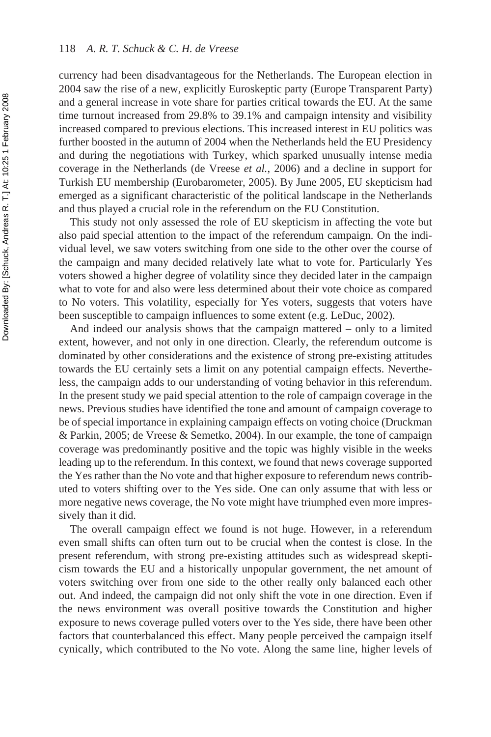currency had been disadvantageous for the Netherlands. The European election in 2004 saw the rise of a new, explicitly Euroskeptic party (Europe Transparent Party) and a general increase in vote share for parties critical towards the EU. At the same time turnout increased from 29.8% to 39.1% and campaign intensity and visibility increased compared to previous elections. This increased interest in EU politics was further boosted in the autumn of 2004 when the Netherlands held the EU Presidency and during the negotiations with Turkey, which sparked unusually intense media coverage in the Netherlands (de Vreese *et al.*, 2006) and a decline in support for Turkish EU membership (Eurobarometer, 2005). By June 2005, EU skepticism had emerged as a significant characteristic of the political landscape in the Netherlands and thus played a crucial role in the referendum on the EU Constitution.

This study not only assessed the role of EU skepticism in affecting the vote but also paid special attention to the impact of the referendum campaign. On the individual level, we saw voters switching from one side to the other over the course of the campaign and many decided relatively late what to vote for. Particularly Yes voters showed a higher degree of volatility since they decided later in the campaign what to vote for and also were less determined about their vote choice as compared to No voters. This volatility, especially for Yes voters, suggests that voters have been susceptible to campaign influences to some extent (e.g. LeDuc, 2002).

And indeed our analysis shows that the campaign mattered – only to a limited extent, however, and not only in one direction. Clearly, the referendum outcome is dominated by other considerations and the existence of strong pre-existing attitudes towards the EU certainly sets a limit on any potential campaign effects. Nevertheless, the campaign adds to our understanding of voting behavior in this referendum. In the present study we paid special attention to the role of campaign coverage in the news. Previous studies have identified the tone and amount of campaign coverage to be of special importance in explaining campaign effects on voting choice (Druckman & Parkin, 2005; de Vreese & Semetko, 2004). In our example, the tone of campaign coverage was predominantly positive and the topic was highly visible in the weeks leading up to the referendum. In this context, we found that news coverage supported the Yes rather than the No vote and that higher exposure to referendum news contributed to voters shifting over to the Yes side. One can only assume that with less or more negative news coverage, the No vote might have triumphed even more impressively than it did.

The overall campaign effect we found is not huge. However, in a referendum even small shifts can often turn out to be crucial when the contest is close. In the present referendum, with strong pre-existing attitudes such as widespread skepticism towards the EU and a historically unpopular government, the net amount of voters switching over from one side to the other really only balanced each other out. And indeed, the campaign did not only shift the vote in one direction. Even if the news environment was overall positive towards the Constitution and higher exposure to news coverage pulled voters over to the Yes side, there have been other factors that counterbalanced this effect. Many people perceived the campaign itself cynically, which contributed to the No vote. Along the same line, higher levels of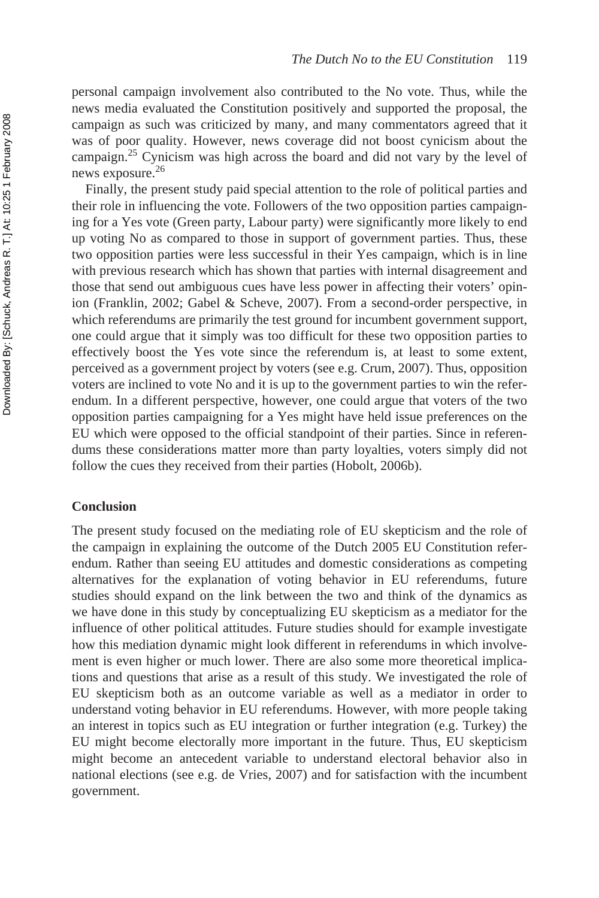personal campaign involvement also contributed to the No vote. Thus, while the news media evaluated the Constitution positively and supported the proposal, the campaign as such was criticized by many, and many commentators agreed that it was of poor quality. However, news coverage did not boost cynicism about the campaign.[25] Cynicism was high across the board and did not vary by the level of news exposure.[26]

Finally, the present study paid special attention to the role of political parties and their role in influencing the vote. Followers of the two opposition parties campaigning for a Yes vote (Green party, Labour party) were significantly more likely to end up voting No as compared to those in support of government parties. Thus, these two opposition parties were less successful in their Yes campaign, which is in line with previous research which has shown that parties with internal disagreement and those that send out ambiguous cues have less power in affecting their voters' opinion (Franklin, 2002; Gabel & Scheve, 2007). From a second-order perspective, in which referendums are primarily the test ground for incumbent government support, one could argue that it simply was too difficult for these two opposition parties to effectively boost the Yes vote since the referendum is, at least to some extent, perceived as a government project by voters (see e.g. Crum, 2007). Thus, opposition voters are inclined to vote No and it is up to the government parties to win the referendum. In a different perspective, however, one could argue that voters of the two opposition parties campaigning for a Yes might have held issue preferences on the EU which were opposed to the official standpoint of their parties. Since in referendums these considerations matter more than party loyalties, voters simply did not follow the cues they received from their parties (Hobolt, 2006b).

## Conclusion

The present study focused on the mediating role of EU skepticism and the role of the campaign in explaining the outcome of the Dutch 2005 EU Constitution referendum. Rather than seeing EU attitudes and domestic considerations as competing alternatives for the explanation of voting behavior in EU referendums, future studies should expand on the link between the two and think of the dynamics as we have done in this study by conceptualizing EU skepticism as a mediator for the influence of other political attitudes. Future studies should for example investigate how this mediation dynamic might look different in referendums in which involvement is even higher or much lower. There are also some more theoretical implications and questions that arise as a result of this study. We investigated the role of EU skepticism both as an outcome variable as well as a mediator in order to understand voting behavior in EU referendums. However, with more people taking an interest in topics such as EU integration or further integration (e.g. Turkey) the EU might become electorally more important in the future. Thus, EU skepticism might become an antecedent variable to understand electoral behavior also in national elections (see e.g. de Vries, 2007) and for satisfaction with the incumbent government.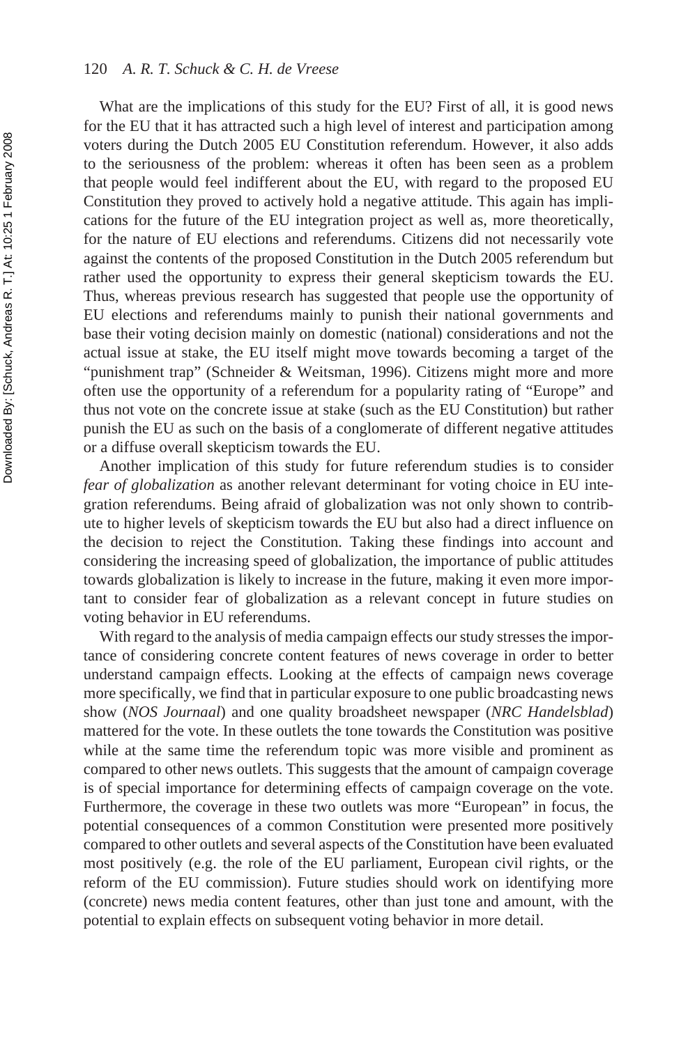What are the implications of this study for the EU? First of all, it is good news for the EU that it has attracted such a high level of interest and participation among voters during the Dutch 2005 EU Constitution referendum. However, it also adds to the seriousness of the problem: whereas it often has been seen as a problem that people would feel indifferent about the EU, with regard to the proposed EU Constitution they proved to actively hold a negative attitude. This again has implications for the future of the EU integration project as well as, more theoretically, for the nature of EU elections and referendums. Citizens did not necessarily vote against the contents of the proposed Constitution in the Dutch 2005 referendum but rather used the opportunity to express their general skepticism towards the EU. Thus, whereas previous research has suggested that people use the opportunity of EU elections and referendums mainly to punish their national governments and base their voting decision mainly on domestic (national) considerations and not the actual issue at stake, the EU itself might move towards becoming a target of the "punishment trap" (Schneider & Weitsman, 1996). Citizens might more and more often use the opportunity of a referendum for a popularity rating of "Europe" and thus not vote on the concrete issue at stake (such as the EU Constitution) but rather punish the EU as such on the basis of a conglomerate of different negative attitudes or a diffuse overall skepticism towards the EU.

Another implication of this study for future referendum studies is to consider *fear of globalization* as another relevant determinant for voting choice in EU integration referendums. Being afraid of globalization was not only shown to contribute to higher levels of skepticism towards the EU but also had a direct influence on the decision to reject the Constitution. Taking these findings into account and considering the increasing speed of globalization, the importance of public attitudes towards globalization is likely to increase in the future, making it even more important to consider fear of globalization as a relevant concept in future studies on voting behavior in EU referendums.

With regard to the analysis of media campaign effects our study stresses the importance of considering concrete content features of news coverage in order to better understand campaign effects. Looking at the effects of campaign news coverage more specifically, we find that in particular exposure to one public broadcasting news show (*NOS Journaal*) and one quality broadsheet newspaper (*NRC Handelsblad*) mattered for the vote. In these outlets the tone towards the Constitution was positive while at the same time the referendum topic was more visible and prominent as compared to other news outlets. This suggests that the amount of campaign coverage is of special importance for determining effects of campaign coverage on the vote. Furthermore, the coverage in these two outlets was more "European" in focus, the potential consequences of a common Constitution were presented more positively compared to other outlets and several aspects of the Constitution have been evaluated most positively (e.g. the role of the EU parliament, European civil rights, or the reform of the EU commission). Future studies should work on identifying more (concrete) news media content features, other than just tone and amount, with the potential to explain effects on subsequent voting behavior in more detail.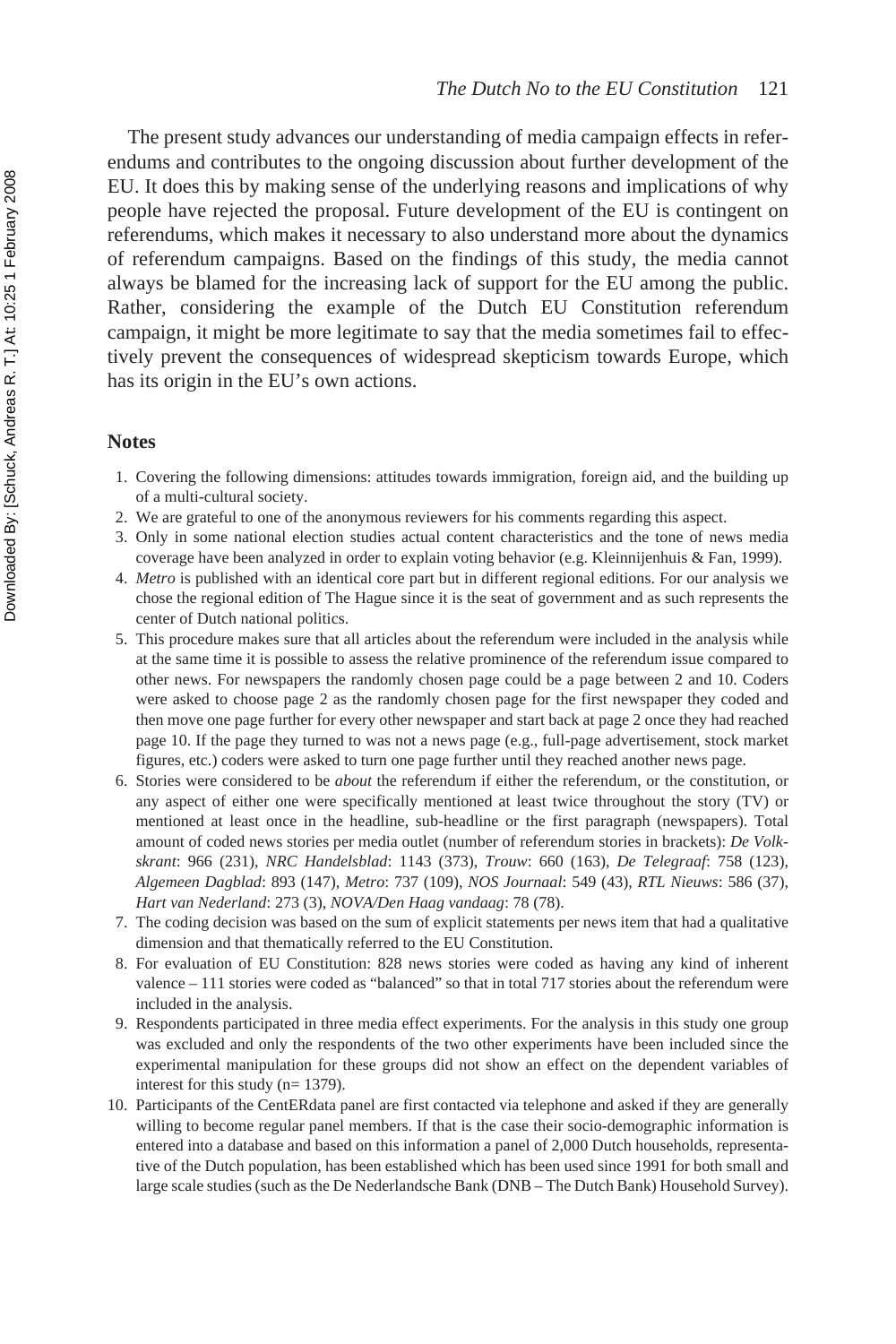The present study advances our understanding of media campaign effects in referendums and contributes to the ongoing discussion about further development of the EU. It does this by making sense of the underlying reasons and implications of why people have rejected the proposal. Future development of the EU is contingent on referendums, which makes it necessary to also understand more about the dynamics of referendum campaigns. Based on the findings of this study, the media cannot always be blamed for the increasing lack of support for the EU among the public. Rather, considering the example of the Dutch EU Constitution referendum campaign, it might be more legitimate to say that the media sometimes fail to effectively prevent the consequences of widespread skepticism towards Europe, which has its origin in the EU's own actions.

## Notes

1. Covering the following dimensions: attitudes towards immigration, foreign aid, and the building up of a multi-cultural society.
2. We are grateful to one of the anonymous reviewers for his comments regarding this aspect.
3. Only in some national election studies actual content characteristics and the tone of news media coverage have been analyzed in order to explain voting behavior (e.g. Kleinnijenhuis & Fan, 1999).
4. *Metro* is published with an identical core part but in different regional editions. For our analysis we chose the regional edition of The Hague since it is the seat of government and as such represents the center of Dutch national politics.
5. This procedure makes sure that all articles about the referendum were included in the analysis while at the same time it is possible to assess the relative prominence of the referendum issue compared to other news. For newspapers the randomly chosen page could be a page between 2 and 10. Coders were asked to choose page 2 as the randomly chosen page for the first newspaper they coded and then move one page further for every other newspaper and start back at page 2 once they had reached page 10. If the page they turned to was not a news page (e.g., full-page advertisement, stock market figures, etc.) coders were asked to turn one page further until they reached another news page.
6. Stories were considered to be *about* the referendum if either the referendum, or the constitution, or any aspect of either one were specifically mentioned at least twice throughout the story (TV) or mentioned at least once in the headline, sub-headline or the first paragraph (newspapers). Total amount of coded news stories per media outlet (number of referendum stories in brackets): *De Volkskrant*: 966 (231), *NRC Handelsblad*: 1143 (373), *Trouw*: 660 (163), *De Telegraaf*: 758 (123), *Algemeen Dagblad*: 893 (147), *Metro*: 737 (109), *NOS Journaal*: 549 (43), *RTL Nieuws*: 586 (37), *Hart van Nederland*: 273 (3), *NOVA/Den Haag vandaag*: 78 (78).
7. The coding decision was based on the sum of explicit statements per news item that had a qualitative dimension and that thematically referred to the EU Constitution.
8. For evaluation of EU Constitution: 828 news stories were coded as having any kind of inherent valence – 111 stories were coded as "balanced" so that in total 717 stories about the referendum were included in the analysis.
9. Respondents participated in three media effect experiments. For the analysis in this study one group was excluded and only the respondents of the two other experiments have been included since the experimental manipulation for these groups did not show an effect on the dependent variables of interest for this study (n= 1379).
10. Participants of the CentERdata panel are first contacted via telephone and asked if they are generally willing to become regular panel members. If that is the case their socio-demographic information is entered into a database and based on this information a panel of 2,000 Dutch households, representative of the Dutch population, has been established which has been used since 1991 for both small and large scale studies (such as the De Nederlandsche Bank (DNB – The Dutch Bank) Household Survey).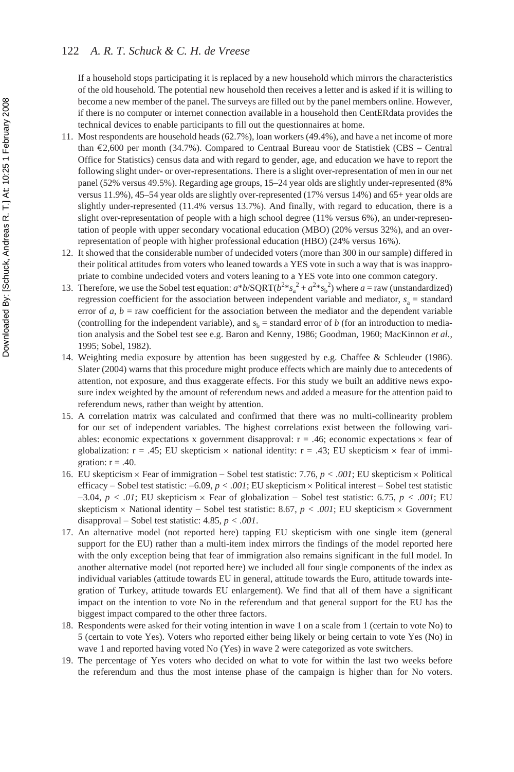If a household stops participating it is replaced by a new household which mirrors the characteristics of the old household. The potential new household then receives a letter and is asked if it is willing to become a new member of the panel. The surveys are filled out by the panel members online. However, if there is no computer or internet connection available in a household then CentERdata provides the technical devices to enable participants to fill out the questionnaires at home.

11. Most respondents are household heads (62.7%), loan workers (49.4%), and have a net income of more than €2,600 per month (34.7%). Compared to Centraal Bureau voor de Statistiek (CBS – Central Office for Statistics) census data and with regard to gender, age, and education we have to report the following slight under- or over-representations. There is a slight over-representation of men in our net panel (52% versus 49.5%). Regarding age groups, 15–24 year olds are slightly under-represented (8% versus 11.9%), 45–54 year olds are slightly over-represented (17% versus 14%) and 65+ year olds are slightly under-represented (11.4% versus 13.7%). And finally, with regard to education, there is a slight over-representation of people with a high school degree (11% versus 6%), an under-representation of people with upper secondary vocational education (MBO) (20% versus 32%), and an over-representation of people with higher professional education (HBO) (24% versus 16%).
12. It showed that the considerable number of undecided voters (more than 300 in our sample) differed in their political attitudes from voters who leaned towards a YES vote in such a way that is was inappropriate to combine undecided voters and voters leaning to a YES vote into one common category.
13. Therefore, we use the Sobel test equation: $a*b/\text{SQRT}(b^2*s_a^2 + a^2*s_b^2)$ where $a$ = raw (unstandardized) regression coefficient for the association between independent variable and mediator, $s_a$ = standard error of $a$, $b$ = raw coefficient for the association between the mediator and the dependent variable (controlling for the independent variable), and $s_b$ = standard error of $b$ (for an introduction to mediation analysis and the Sobel test see e.g. Baron and Kenny, 1986; Goodman, 1960; MacKinnon *et al.*, 1995; Sobel, 1982).
14. Weighting media exposure by attention has been suggested by e.g. Chaffee & Schleuder (1986). Slater (2004) warns that this procedure might produce effects which are mainly due to antecedents of attention, not exposure, and thus exaggerate effects. For this study we built an additive news exposure index weighted by the amount of referendum news and added a measure for the attention paid to referendum news, rather than weight by attention.
15. A correlation matrix was calculated and confirmed that there was no multi-collinearity problem for our set of independent variables. The highest correlations exist between the following variables: economic expectations x government disapproval: $r = .46$; economic expectations × fear of globalization: $r = .45$; EU skepticism × national identity: $r = .43$; EU skepticism × fear of immigration: $r = .40$.
16. EU skepticism × Fear of immigration – Sobel test statistic: 7.76, $p < .001$; EU skepticism × Political efficacy – Sobel test statistic: –6.09, $p < .001$; EU skepticism × Political interest – Sobel test statistic –3.04, $p < .01$; EU skepticism × Fear of globalization – Sobel test statistic: 6.75, $p < .001$; EU skepticism × National identity – Sobel test statistic: 8.67, $p < .001$; EU skepticism × Government disapproval – Sobel test statistic: 4.85, $p < .001$.
17. An alternative model (not reported here) tapping EU skepticism with one single item (general support for the EU) rather than a multi-item index mirrors the findings of the model reported here with the only exception being that fear of immigration also remains significant in the full model. In another alternative model (not reported here) we included all four single components of the index as individual variables (attitude towards EU in general, attitude towards the Euro, attitude towards integration of Turkey, attitude towards EU enlargement). We find that all of them have a significant impact on the intention to vote No in the referendum and that general support for the EU has the biggest impact compared to the other three factors.
18. Respondents were asked for their voting intention in wave 1 on a scale from 1 (certain to vote No) to 5 (certain to vote Yes). Voters who reported either being likely or being certain to vote Yes (No) in wave 1 and reported having voted No (Yes) in wave 2 were categorized as vote switchers.
19. The percentage of Yes voters who decided on what to vote for within the last two weeks before the referendum and thus the most intense phase of the campaign is higher than for No voters.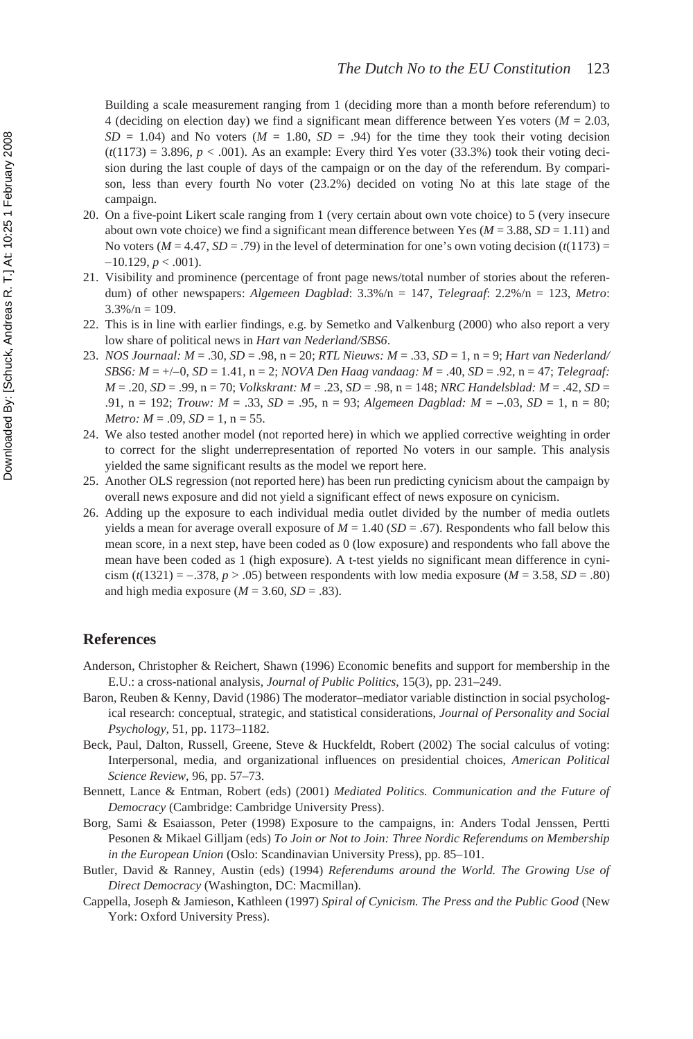Building a scale measurement ranging from 1 (deciding more than a month before referendum) to 4 (deciding on election day) we find a significant mean difference between Yes voters ($M$ = 2.03, $SD$ = 1.04) and No voters ($M$ = 1.80, $SD$ = .94) for the time they took their voting decision ($t(1173)$ = 3.896, $p$ < .001). As an example: Every third Yes voter (33.3%) took their voting decision during the last couple of days of the campaign or on the day of the referendum. By comparison, less than every fourth No voter (23.2%) decided on voting No at this late stage of the campaign.

20. On a five-point Likert scale ranging from 1 (very certain about own vote choice) to 5 (very insecure about own vote choice) we find a significant mean difference between Yes ($M$ = 3.88, $SD$ = 1.11) and No voters ($M$ = 4.47, $SD$ = .79) in the level of determination for one's own voting decision ($t(1173)$ = –10.129, $p$ < .001).
21. Visibility and prominence (percentage of front page news/total number of stories about the referendum) of other newspapers: *Algemeen Dagblad*: 3.3%/n = 147, *Telegraaf*: 2.2%/n = 123, *Metro*: 3.3%/n = 109.
22. This is in line with earlier findings, e.g. by Semetko and Valkenburg (2000) who also report a very low share of political news in *Hart van Nederland/SBS6*.
23. *NOS Journaal: M* = .30, $SD$ = .98, n = 20; *RTL Nieuws: M* = .33, $SD$ = 1, n = 9; *Hart van Nederland/SBS6: M* = +/–0, $SD$ = 1.41, n = 2; *NOVA Den Haag vandaag: M* = .40, $SD$ = .92, n = 47; *Telegraaf: M* = .20, $SD$ = .99, n = 70; *Volkskrant: M* = .23, $SD$ = .98, n = 148; *NRC Handelsblad: M* = .42, $SD$ = .91, n = 192; *Trouw: M* = .33, $SD$ = .95, n = 93; *Algemeen Dagblad: M* = –.03, $SD$ = 1, n = 80; *Metro: M* = .09, $SD$ = 1, n = 55.
24. We also tested another model (not reported here) in which we applied corrective weighting in order to correct for the slight underrepresentation of reported No voters in our sample. This analysis yielded the same significant results as the model we report here.
25. Another OLS regression (not reported here) has been run predicting cynicism about the campaign by overall news exposure and did not yield a significant effect of news exposure on cynicism.
26. Adding up the exposure to each individual media outlet divided by the number of media outlets yields a mean for average overall exposure of $M$ = 1.40 ($SD$ = .67). Respondents who fall below this mean score, in a next step, have been coded as 0 (low exposure) and respondents who fall above the mean have been coded as 1 (high exposure). A t-test yields no significant mean difference in cynicism ($t(1321)$ = –.378, $p$ > .05) between respondents with low media exposure ($M$ = 3.58, $SD$ = .80) and high media exposure ($M$ = 3.60, $SD$ = .83).

## References

Anderson, Christopher & Reichert, Shawn (1996) Economic benefits and support for membership in the E.U.: a cross-national analysis, *Journal of Public Politics*, 15(3), pp. 231–249.

Baron, Reuben & Kenny, David (1986) The moderator–mediator variable distinction in social psychological research: conceptual, strategic, and statistical considerations, *Journal of Personality and Social Psychology*, 51, pp. 1173–1182.

Beck, Paul, Dalton, Russell, Greene, Steve & Huckfeldt, Robert (2002) The social calculus of voting: Interpersonal, media, and organizational influences on presidential choices, *American Political Science Review*, 96, pp. 57–73.

Bennett, Lance & Entman, Robert (eds) (2001) *Mediated Politics. Communication and the Future of Democracy* (Cambridge: Cambridge University Press).

Borg, Sami & Esaiasson, Peter (1998) Exposure to the campaigns, in: Anders Todal Jenssen, Pertti Pesonen & Mikael Gilljam (eds) *To Join or Not to Join: Three Nordic Referendums on Membership in the European Union* (Oslo: Scandinavian University Press), pp. 85–101.

Butler, David & Ranney, Austin (eds) (1994) *Referendums around the World. The Growing Use of Direct Democracy* (Washington, DC: Macmillan).

Cappella, Joseph & Jamieson, Kathleen (1997) *Spiral of Cynicism. The Press and the Public Good* (New York: Oxford University Press).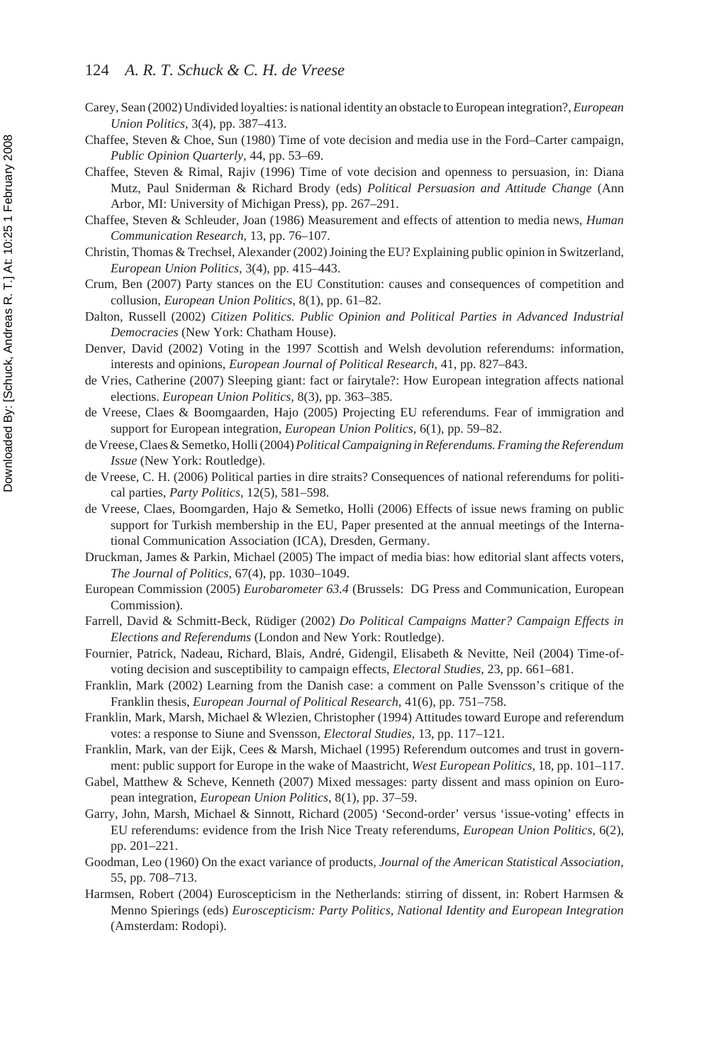Carey, Sean (2002) Undivided loyalties: is national identity an obstacle to European integration?, *European Union Politics*, 3(4), pp. 387–413.

Chaffee, Steven & Choe, Sun (1980) Time of vote decision and media use in the Ford–Carter campaign, *Public Opinion Quarterly*, 44, pp. 53–69.

Chaffee, Steven & Rimal, Rajiv (1996) Time of vote decision and openness to persuasion, in: Diana Mutz, Paul Sniderman & Richard Brody (eds) *Political Persuasion and Attitude Change* (Ann Arbor, MI: University of Michigan Press), pp. 267–291.

Chaffee, Steven & Schleuder, Joan (1986) Measurement and effects of attention to media news, *Human Communication Research*, 13, pp. 76–107.

Christin, Thomas & Trechsel, Alexander (2002) Joining the EU? Explaining public opinion in Switzerland, *European Union Politics*, 3(4), pp. 415–443.

Crum, Ben (2007) Party stances on the EU Constitution: causes and consequences of competition and collusion, *European Union Politics*, 8(1), pp. 61–82.

Dalton, Russell (2002) *Citizen Politics. Public Opinion and Political Parties in Advanced Industrial Democracies* (New York: Chatham House).

Denver, David (2002) Voting in the 1997 Scottish and Welsh devolution referendums: information, interests and opinions, *European Journal of Political Research*, 41, pp. 827–843.

de Vries, Catherine (2007) Sleeping giant: fact or fairytale?: How European integration affects national elections. *European Union Politics*, 8(3), pp. 363–385.

de Vreese, Claes & Boomgaarden, Hajo (2005) Projecting EU referendums. Fear of immigration and support for European integration, *European Union Politics*, 6(1), pp. 59–82.

de Vreese, Claes & Semetko, Holli (2004) *Political Campaigning in Referendums. Framing the Referendum Issue* (New York: Routledge).

de Vreese, C. H. (2006) Political parties in dire straits? Consequences of national referendums for political parties, *Party Politics*, 12(5), 581–598.

de Vreese, Claes, Boomgarden, Hajo & Semetko, Holli (2006) Effects of issue news framing on public support for Turkish membership in the EU, Paper presented at the annual meetings of the International Communication Association (ICA), Dresden, Germany.

Druckman, James & Parkin, Michael (2005) The impact of media bias: how editorial slant affects voters, *The Journal of Politics*, 67(4), pp. 1030–1049.

European Commission (2005) *Eurobarometer 63.4* (Brussels: DG Press and Communication, European Commission).

Farrell, David & Schmitt-Beck, Rüdiger (2002) *Do Political Campaigns Matter? Campaign Effects in Elections and Referendums* (London and New York: Routledge).

Fournier, Patrick, Nadeau, Richard, Blais, André, Gidengil, Elisabeth & Nevitte, Neil (2004) Time-of-voting decision and susceptibility to campaign effects, *Electoral Studies*, 23, pp. 661–681.

Franklin, Mark (2002) Learning from the Danish case: a comment on Palle Svensson's critique of the Franklin thesis, *European Journal of Political Research*, 41(6), pp. 751–758.

Franklin, Mark, Marsh, Michael & Wlezien, Christopher (1994) Attitudes toward Europe and referendum votes: a response to Siune and Svensson, *Electoral Studies*, 13, pp. 117–121.

Franklin, Mark, van der Eijk, Cees & Marsh, Michael (1995) Referendum outcomes and trust in government: public support for Europe in the wake of Maastricht, *West European Politics*, 18, pp. 101–117.

Gabel, Matthew & Scheve, Kenneth (2007) Mixed messages: party dissent and mass opinion on European integration, *European Union Politics*, 8(1), pp. 37–59.

Garry, John, Marsh, Michael & Sinnott, Richard (2005) 'Second-order' versus 'issue-voting' effects in EU referendums: evidence from the Irish Nice Treaty referendums, *European Union Politics*, 6(2), pp. 201–221.

Goodman, Leo (1960) On the exact variance of products, *Journal of the American Statistical Association*, 55, pp. 708–713.

Harmsen, Robert (2004) Euroscepticism in the Netherlands: stirring of dissent, in: Robert Harmsen & Menno Spierings (eds) *Euroscepticism: Party Politics, National Identity and European Integration* (Amsterdam: Rodopi).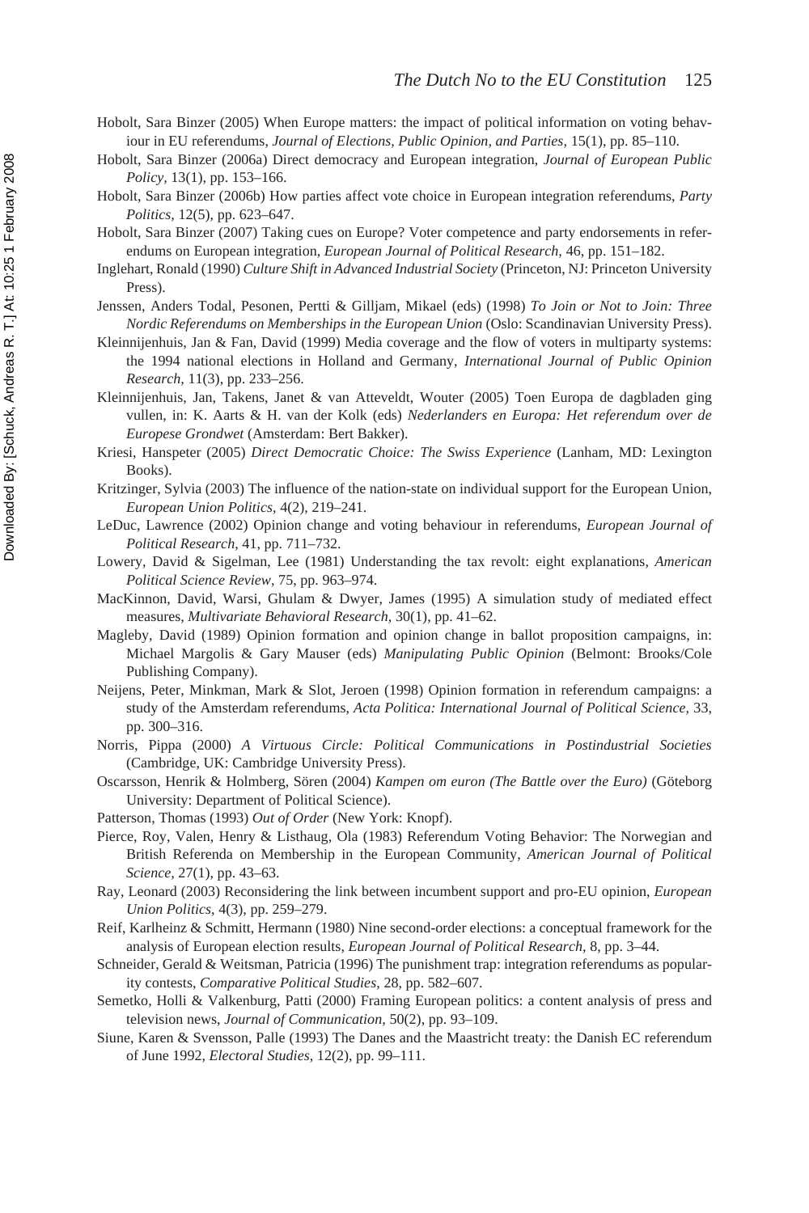Hobolt, Sara Binzer (2005) When Europe matters: the impact of political information on voting behaviour in EU referendums, *Journal of Elections, Public Opinion, and Parties*, 15(1), pp. 85–110.

Hobolt, Sara Binzer (2006a) Direct democracy and European integration, *Journal of European Public Policy*, 13(1), pp. 153–166.

Hobolt, Sara Binzer (2006b) How parties affect vote choice in European integration referendums, *Party Politics*, 12(5), pp. 623–647.

Hobolt, Sara Binzer (2007) Taking cues on Europe? Voter competence and party endorsements in referendums on European integration, *European Journal of Political Research*, 46, pp. 151–182.

Inglehart, Ronald (1990) *Culture Shift in Advanced Industrial Society* (Princeton, NJ: Princeton University Press).

Jenssen, Anders Todal, Pesonen, Pertti & Gilljam, Mikael (eds) (1998) *To Join or Not to Join: Three Nordic Referendums on Memberships in the European Union* (Oslo: Scandinavian University Press).

Kleinnijenhuis, Jan & Fan, David (1999) Media coverage and the flow of voters in multiparty systems: the 1994 national elections in Holland and Germany, *International Journal of Public Opinion Research*, 11(3), pp. 233–256.

Kleinnijenhuis, Jan, Takens, Janet & van Atteveldt, Wouter (2005) Toen Europa de dagbladen ging vullen, in: K. Aarts & H. van der Kolk (eds) *Nederlanders en Europa: Het referendum over de Europese Grondwet* (Amsterdam: Bert Bakker).

Kriesi, Hanspeter (2005) *Direct Democratic Choice: The Swiss Experience* (Lanham, MD: Lexington Books).

Kritzinger, Sylvia (2003) The influence of the nation-state on individual support for the European Union, *European Union Politics*, 4(2), 219–241.

LeDuc, Lawrence (2002) Opinion change and voting behaviour in referendums, *European Journal of Political Research*, 41, pp. 711–732.

Lowery, David & Sigelman, Lee (1981) Understanding the tax revolt: eight explanations, *American Political Science Review*, 75, pp. 963–974.

MacKinnon, David, Warsi, Ghulam & Dwyer, James (1995) A simulation study of mediated effect measures, *Multivariate Behavioral Research*, 30(1), pp. 41–62.

Magleby, David (1989) Opinion formation and opinion change in ballot proposition campaigns, in: Michael Margolis & Gary Mauser (eds) *Manipulating Public Opinion* (Belmont: Brooks/Cole Publishing Company).

Neijens, Peter, Minkman, Mark & Slot, Jeroen (1998) Opinion formation in referendum campaigns: a study of the Amsterdam referendums, *Acta Politica: International Journal of Political Science*, 33, pp. 300–316.

Norris, Pippa (2000) *A Virtuous Circle: Political Communications in Postindustrial Societies* (Cambridge, UK: Cambridge University Press).

Oscarsson, Henrik & Holmberg, Sören (2004) *Kampen om euron (The Battle over the Euro)* (Göteborg University: Department of Political Science).

Patterson, Thomas (1993) *Out of Order* (New York: Knopf).

Pierce, Roy, Valen, Henry & Listhaug, Ola (1983) Referendum Voting Behavior: The Norwegian and British Referenda on Membership in the European Community, *American Journal of Political Science*, 27(1), pp. 43–63.

Ray, Leonard (2003) Reconsidering the link between incumbent support and pro-EU opinion, *European Union Politics*, 4(3), pp. 259–279.

Reif, Karlheinz & Schmitt, Hermann (1980) Nine second-order elections: a conceptual framework for the analysis of European election results, *European Journal of Political Research*, 8, pp. 3–44.

Schneider, Gerald & Weitsman, Patricia (1996) The punishment trap: integration referendums as popularity contests, *Comparative Political Studies*, 28, pp. 582–607.

Semetko, Holli & Valkenburg, Patti (2000) Framing European politics: a content analysis of press and television news, *Journal of Communication*, 50(2), pp. 93–109.

Siune, Karen & Svensson, Palle (1993) The Danes and the Maastricht treaty: the Danish EC referendum of June 1992, *Electoral Studies*, 12(2), pp. 99–111.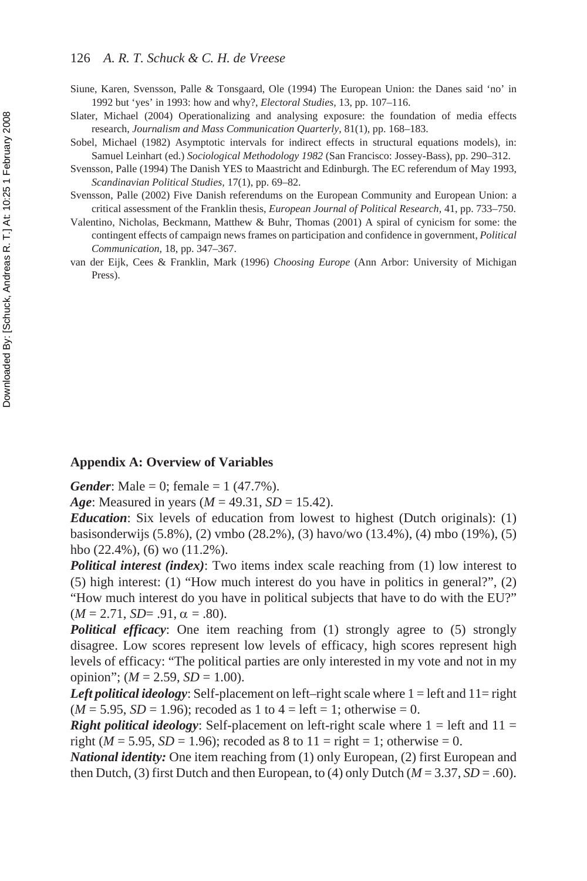Siune, Karen, Svensson, Palle & Tonsgaard, Ole (1994) The European Union: the Danes said 'no' in 1992 but 'yes' in 1993: how and why?, *Electoral Studies*, 13, pp. 107–116.

Slater, Michael (2004) Operationalizing and analysing exposure: the foundation of media effects research, *Journalism and Mass Communication Quarterly*, 81(1), pp. 168–183.

Sobel, Michael (1982) Asymptotic intervals for indirect effects in structural equations models), in: Samuel Leinhart (ed.) *Sociological Methodology 1982* (San Francisco: Jossey-Bass), pp. 290–312.

Svensson, Palle (1994) The Danish YES to Maastricht and Edinburgh. The EC referendum of May 1993, *Scandinavian Political Studies*, 17(1), pp. 69–82.

Svensson, Palle (2002) Five Danish referendums on the European Community and European Union: a critical assessment of the Franklin thesis, *European Journal of Political Research*, 41, pp. 733–750.

Valentino, Nicholas, Beckmann, Matthew & Buhr, Thomas (2001) A spiral of cynicism for some: the contingent effects of campaign news frames on participation and confidence in government, *Political Communication*, 18, pp. 347–367.

van der Eijk, Cees & Franklin, Mark (1996) *Choosing Europe* (Ann Arbor: University of Michigan Press).

## Appendix A: Overview of Variables

***Gender***: Male = 0; female = 1 (47.7%).

***Age***: Measured in years ($M$ = 49.31, $SD$ = 15.42).

***Education***: Six levels of education from lowest to highest (Dutch originals): (1) basisonderwijs (5.8%), (2) vmbo (28.2%), (3) havo/wo (13.4%), (4) mbo (19%), (5) hbo (22.4%), (6) wo (11.2%).

***Political interest (index)***: Two items index scale reaching from (1) low interest to (5) high interest: (1) "How much interest do you have in politics in general?", (2) "How much interest do you have in political subjects that have to do with the EU?" ($M$ = 2.71, $SD$= .91, $\alpha$ = .80).

***Political efficacy***: One item reaching from (1) strongly agree to (5) strongly disagree. Low scores represent low levels of efficacy, high scores represent high levels of efficacy: "The political parties are only interested in my vote and not in my opinion"; ($M$ = 2.59, $SD$ = 1.00).

***Left political ideology***: Self-placement on left–right scale where 1 = left and 11= right ($M$ = 5.95, $SD$ = 1.96); recoded as 1 to 4 = left = 1; otherwise = 0.

***Right political ideology***: Self-placement on left-right scale where 1 = left and 11 = right ($M$ = 5.95, $SD$ = 1.96); recoded as 8 to 11 = right = 1; otherwise = 0.

***National identity:*** One item reaching from (1) only European, (2) first European and then Dutch, (3) first Dutch and then European, to (4) only Dutch ($M$ = 3.37, $SD$ = .60).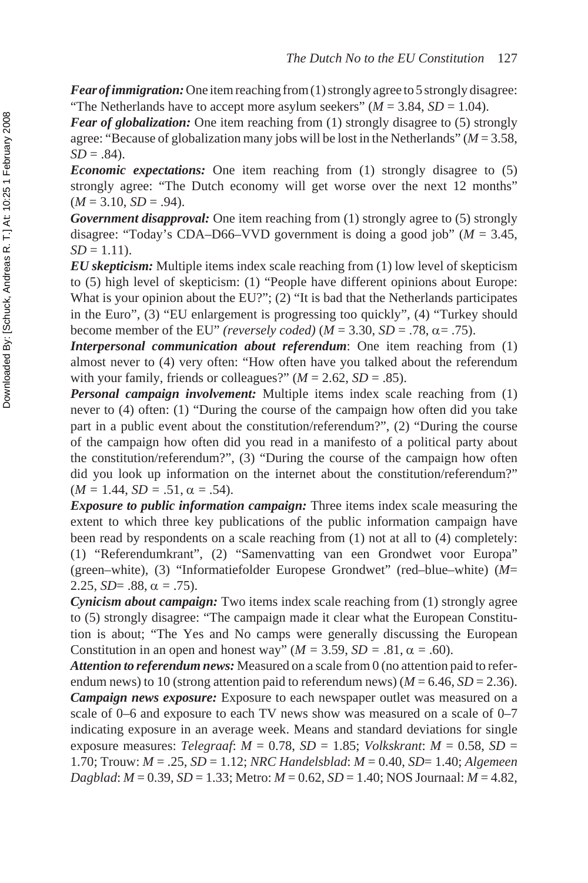***Fear of immigration:*** One item reaching from (1) strongly agree to 5 strongly disagree: "The Netherlands have to accept more asylum seekers" ($M$ = 3.84, $SD$ = 1.04).

***Fear of globalization:*** One item reaching from (1) strongly disagree to (5) strongly agree: "Because of globalization many jobs will be lost in the Netherlands" ($M$ = 3.58, $SD$ = .84).

***Economic expectations:*** One item reaching from (1) strongly disagree to (5) strongly agree: "The Dutch economy will get worse over the next 12 months" ($M$ = 3.10, $SD$ = .94).

***Government disapproval:*** One item reaching from (1) strongly agree to (5) strongly disagree: "Today's CDA–D66–VVD government is doing a good job" ($M$ = 3.45, $SD$ = 1.11).

***EU skepticism:*** Multiple items index scale reaching from (1) low level of skepticism to (5) high level of skepticism: (1) "People have different opinions about Europe: What is your opinion about the EU?"; (2) "It is bad that the Netherlands participates in the Euro", (3) "EU enlargement is progressing too quickly", (4) "Turkey should become member of the EU" *(reversely coded)* ($M$ = 3.30, $SD$ = .78, $\alpha$= .75).

***Interpersonal communication about referendum***: One item reaching from (1) almost never to (4) very often: "How often have you talked about the referendum with your family, friends or colleagues?" ($M$ = 2.62, $SD$ = .85).

***Personal campaign involvement:*** Multiple items index scale reaching from (1) never to (4) often: (1) "During the course of the campaign how often did you take part in a public event about the constitution/referendum?", (2) "During the course of the campaign how often did you read in a manifesto of a political party about the constitution/referendum?", (3) "During the course of the campaign how often did you look up information on the internet about the constitution/referendum?" ($M$ = 1.44, $SD$ = .51, $\alpha$ = .54).

***Exposure to public information campaign:*** Three items index scale measuring the extent to which three key publications of the public information campaign have been read by respondents on a scale reaching from (1) not at all to (4) completely: (1) "Referendumkrant", (2) "Samenvatting van een Grondwet voor Europa" (green–white), (3) "Informatiefolder Europese Grondwet" (red–blue–white) ($M$= 2.25, $SD$= .88, $\alpha$ = .75).

***Cynicism about campaign:*** Two items index scale reaching from (1) strongly agree to (5) strongly disagree: "The campaign made it clear what the European Constitution is about; "The Yes and No camps were generally discussing the European Constitution in an open and honest way" ($M$ = 3.59, $SD$ = .81, $\alpha$ = .60).

***Attention to referendum news:*** Measured on a scale from 0 (no attention paid to referendum news) to 10 (strong attention paid to referendum news) ($M$ = 6.46, $SD$ = 2.36).

***Campaign news exposure:*** Exposure to each newspaper outlet was measured on a scale of 0–6 and exposure to each TV news show was measured on a scale of 0–7 indicating exposure in an average week. Means and standard deviations for single exposure measures: *Telegraaf*: $M$ = 0.78, $SD$ = 1.85; *Volkskrant*: $M$ = 0.58, $SD$ = 1.70; Trouw: $M$ = .25, $SD$ = 1.12; *NRC Handelsblad*: $M$ = 0.40, $SD$= 1.40; *Algemeen Dagblad*: $M$ = 0.39, $SD$ = 1.33; Metro: $M$ = 0.62, $SD$ = 1.40; NOS Journaal: $M$ = 4.82,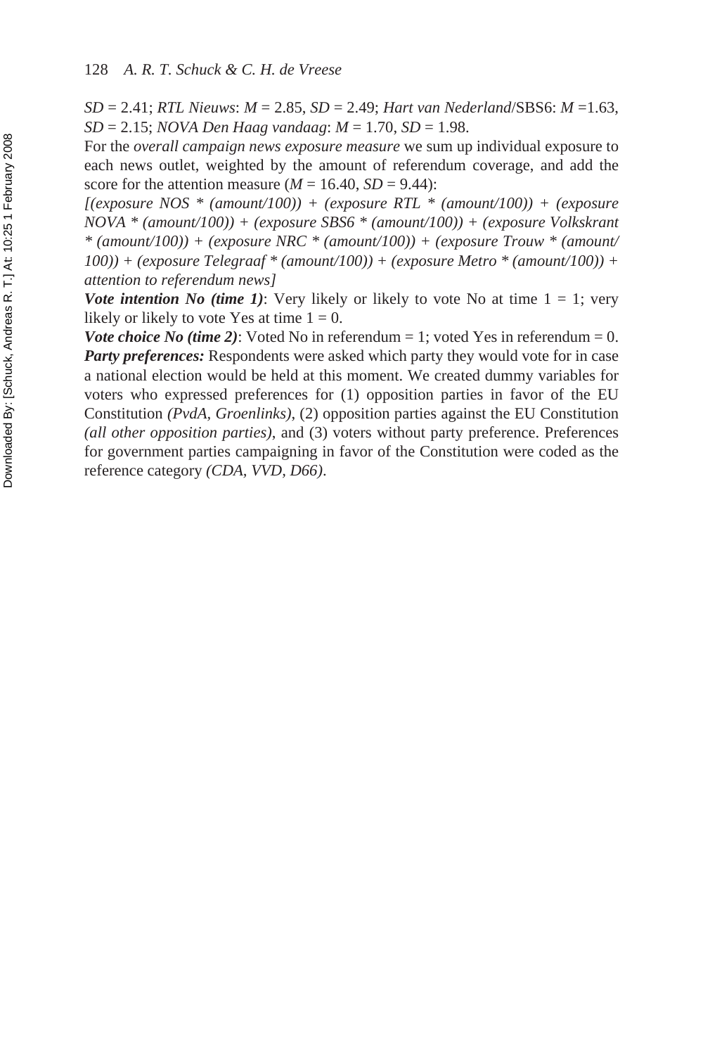$SD$ = 2.41; *RTL Nieuws*: $M$ = 2.85, $SD$ = 2.49; *Hart van Nederland*/SBS6: $M$ =1.63, $SD$ = 2.15; *NOVA Den Haag vandaag*: $M$ = 1.70, $SD$ = 1.98.

For the *overall campaign news exposure measure* we sum up individual exposure to each news outlet, weighted by the amount of referendum coverage, and add the score for the attention measure ($M$ = 16.40, $SD$ = 9.44):

*[(exposure NOS * (amount/100)) + (exposure RTL * (amount/100)) + (exposure NOVA * (amount/100)) + (exposure SBS6 * (amount/100)) + (exposure Volkskrant * (amount/100)) + (exposure NRC * (amount/100)) + (exposure Trouw * (amount/100)) + (exposure Telegraaf * (amount/100)) + (exposure Metro * (amount/100)) + attention to referendum news]*

***Vote intention No (time 1)***: Very likely or likely to vote No at time 1 = 1; very likely or likely to vote Yes at time 1 = 0.

***Vote choice No (time 2)***: Voted No in referendum = 1; voted Yes in referendum = 0.

***Party preferences:*** Respondents were asked which party they would vote for in case a national election would be held at this moment. We created dummy variables for voters who expressed preferences for (1) opposition parties in favor of the EU Constitution *(PvdA, Groenlinks)*, (2) opposition parties against the EU Constitution *(all other opposition parties)*, and (3) voters without party preference. Preferences for government parties campaigning in favor of the Constitution were coded as the reference category *(CDA, VVD, D66)*.